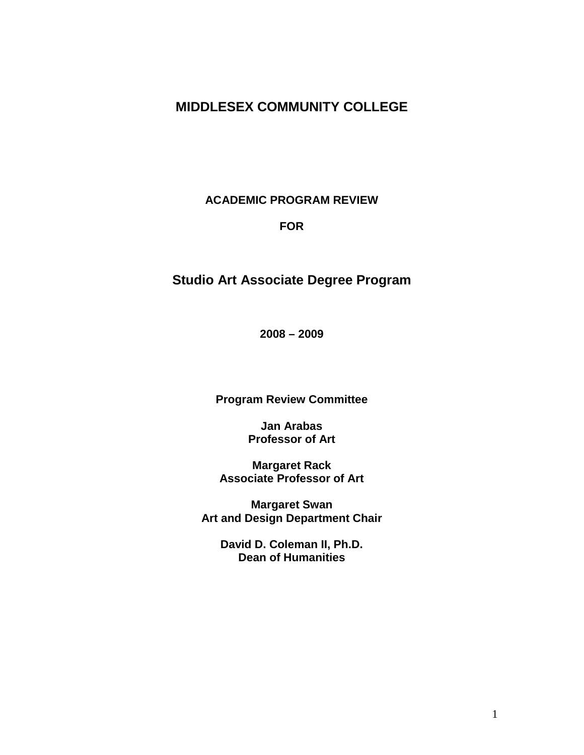# MIDDLESEX COMMUNITY COLLEGE

**ACADEMIC PROGRAM REVIEW**

**FOR**

## Studio Art Associate Degree Program

**2008 – 2009**

**Program Review Committee**

**Jan Arabas**
**Professor of Art**

**Margaret Rack**
**Associate Professor of Art**

**Margaret Swan**
**Art and Design Department Chair**

**David D. Coleman II, Ph.D.**
**Dean of Humanities**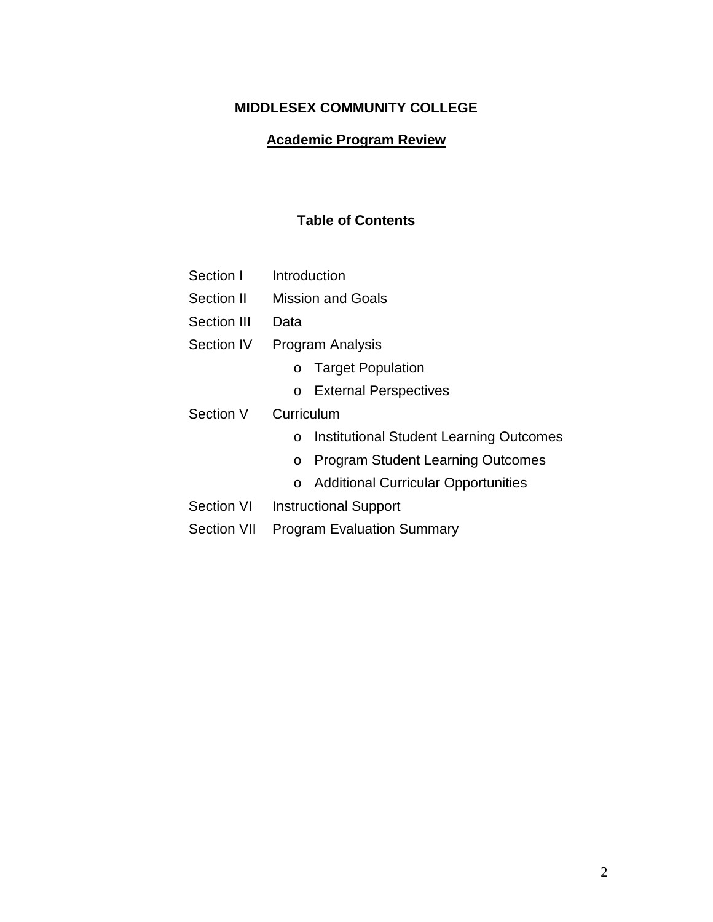**MIDDLESEX COMMUNITY COLLEGE**

**Academic Program Review**

**Table of Contents**

| | |
|---|---|
| Section I | Introduction |
| Section II | Mission and Goals |
| Section III | Data |
| Section IV | Program Analysis |
| | o Target Population |
| | o External Perspectives |
| Section V | Curriculum |
| | o Institutional Student Learning Outcomes |
| | o Program Student Learning Outcomes |
| | o Additional Curricular Opportunities |
| Section VI | Instructional Support |
| Section VII | Program Evaluation Summary |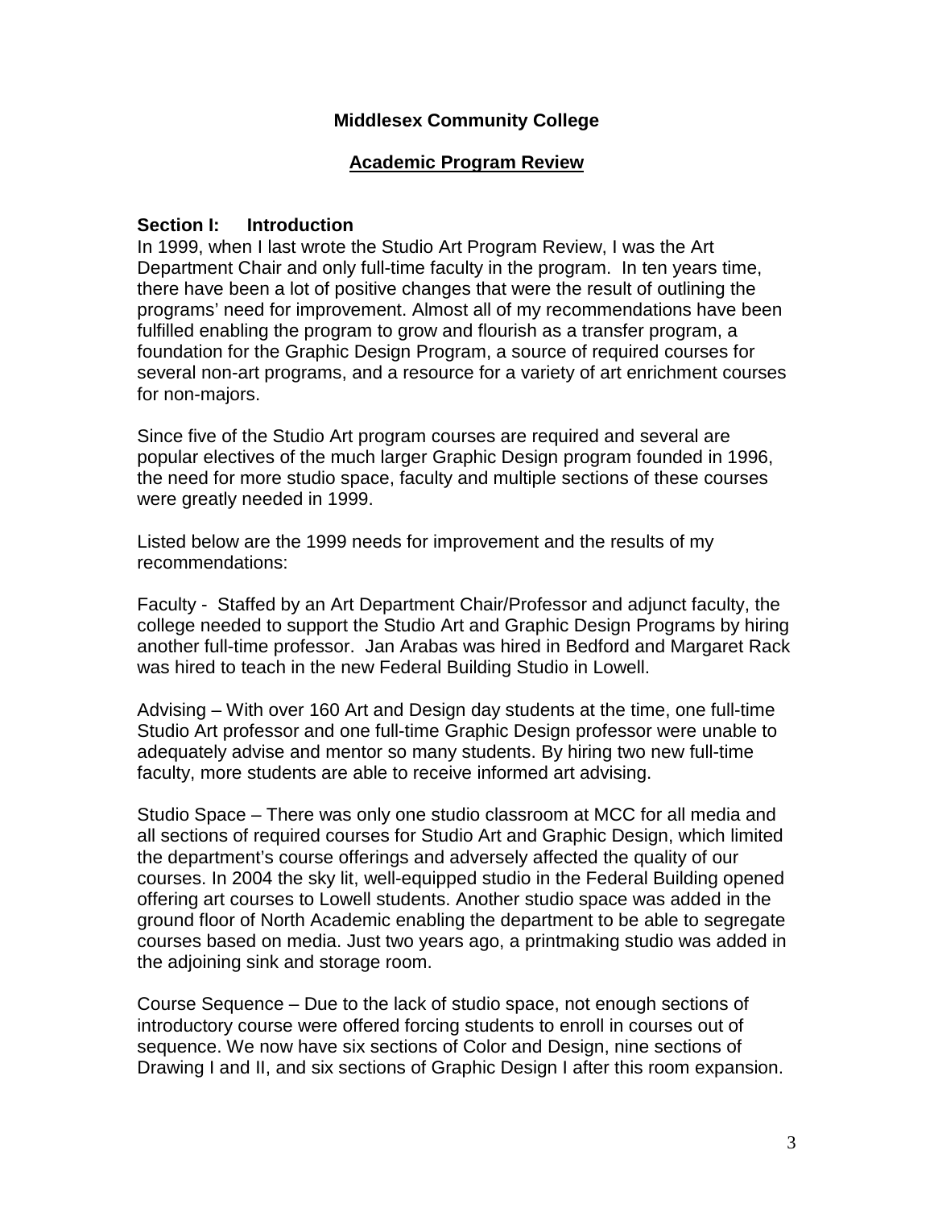**Middlesex Community College**

**Academic Program Review**

## Section I: Introduction

In 1999, when I last wrote the Studio Art Program Review, I was the Art Department Chair and only full-time faculty in the program. In ten years time, there have been a lot of positive changes that were the result of outlining the programs' need for improvement. Almost all of my recommendations have been fulfilled enabling the program to grow and flourish as a transfer program, a foundation for the Graphic Design Program, a source of required courses for several non-art programs, and a resource for a variety of art enrichment courses for non-majors.

Since five of the Studio Art program courses are required and several are popular electives of the much larger Graphic Design program founded in 1996, the need for more studio space, faculty and multiple sections of these courses were greatly needed in 1999.

Listed below are the 1999 needs for improvement and the results of my recommendations:

Faculty - Staffed by an Art Department Chair/Professor and adjunct faculty, the college needed to support the Studio Art and Graphic Design Programs by hiring another full-time professor. Jan Arabas was hired in Bedford and Margaret Rack was hired to teach in the new Federal Building Studio in Lowell.

Advising – With over 160 Art and Design day students at the time, one full-time Studio Art professor and one full-time Graphic Design professor were unable to adequately advise and mentor so many students. By hiring two new full-time faculty, more students are able to receive informed art advising.

Studio Space – There was only one studio classroom at MCC for all media and all sections of required courses for Studio Art and Graphic Design, which limited the department's course offerings and adversely affected the quality of our courses. In 2004 the sky lit, well-equipped studio in the Federal Building opened offering art courses to Lowell students. Another studio space was added in the ground floor of North Academic enabling the department to be able to segregate courses based on media. Just two years ago, a printmaking studio was added in the adjoining sink and storage room.

Course Sequence – Due to the lack of studio space, not enough sections of introductory course were offered forcing students to enroll in courses out of sequence. We now have six sections of Color and Design, nine sections of Drawing I and II, and six sections of Graphic Design I after this room expansion.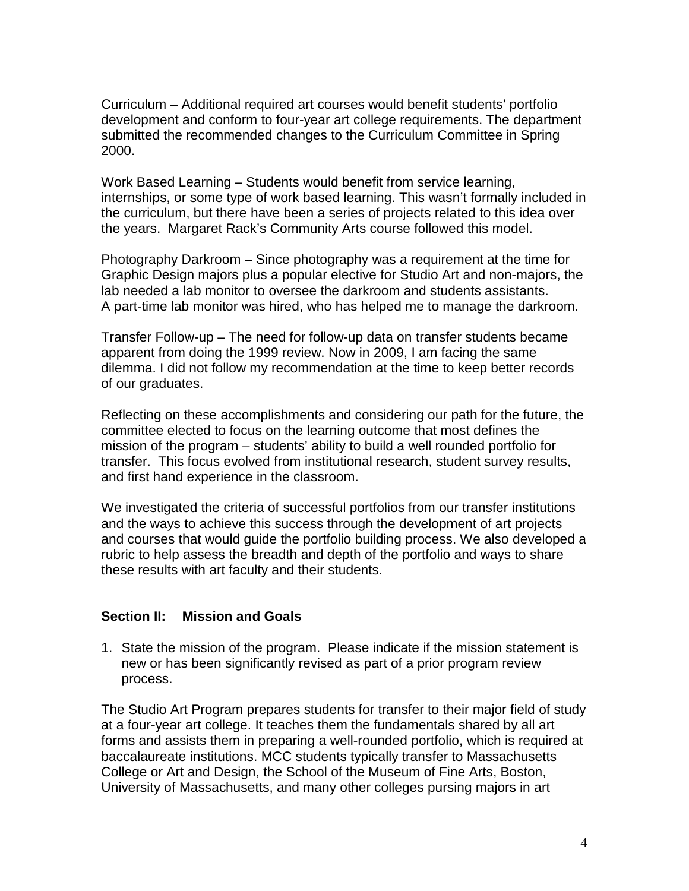Curriculum – Additional required art courses would benefit students' portfolio development and conform to four-year art college requirements. The department submitted the recommended changes to the Curriculum Committee in Spring 2000.

Work Based Learning – Students would benefit from service learning, internships, or some type of work based learning. This wasn't formally included in the curriculum, but there have been a series of projects related to this idea over the years. Margaret Rack's Community Arts course followed this model.

Photography Darkroom – Since photography was a requirement at the time for Graphic Design majors plus a popular elective for Studio Art and non-majors, the lab needed a lab monitor to oversee the darkroom and students assistants. A part-time lab monitor was hired, who has helped me to manage the darkroom.

Transfer Follow-up – The need for follow-up data on transfer students became apparent from doing the 1999 review. Now in 2009, I am facing the same dilemma. I did not follow my recommendation at the time to keep better records of our graduates.

Reflecting on these accomplishments and considering our path for the future, the committee elected to focus on the learning outcome that most defines the mission of the program – students' ability to build a well rounded portfolio for transfer. This focus evolved from institutional research, student survey results, and first hand experience in the classroom.

We investigated the criteria of successful portfolios from our transfer institutions and the ways to achieve this success through the development of art projects and courses that would guide the portfolio building process. We also developed a rubric to help assess the breadth and depth of the portfolio and ways to share these results with art faculty and their students.

## Section II: Mission and Goals

1. State the mission of the program. Please indicate if the mission statement is new or has been significantly revised as part of a prior program review process.

The Studio Art Program prepares students for transfer to their major field of study at a four-year art college. It teaches them the fundamentals shared by all art forms and assists them in preparing a well-rounded portfolio, which is required at baccalaureate institutions. MCC students typically transfer to Massachusetts College or Art and Design, the School of the Museum of Fine Arts, Boston, University of Massachusetts, and many other colleges pursing majors in art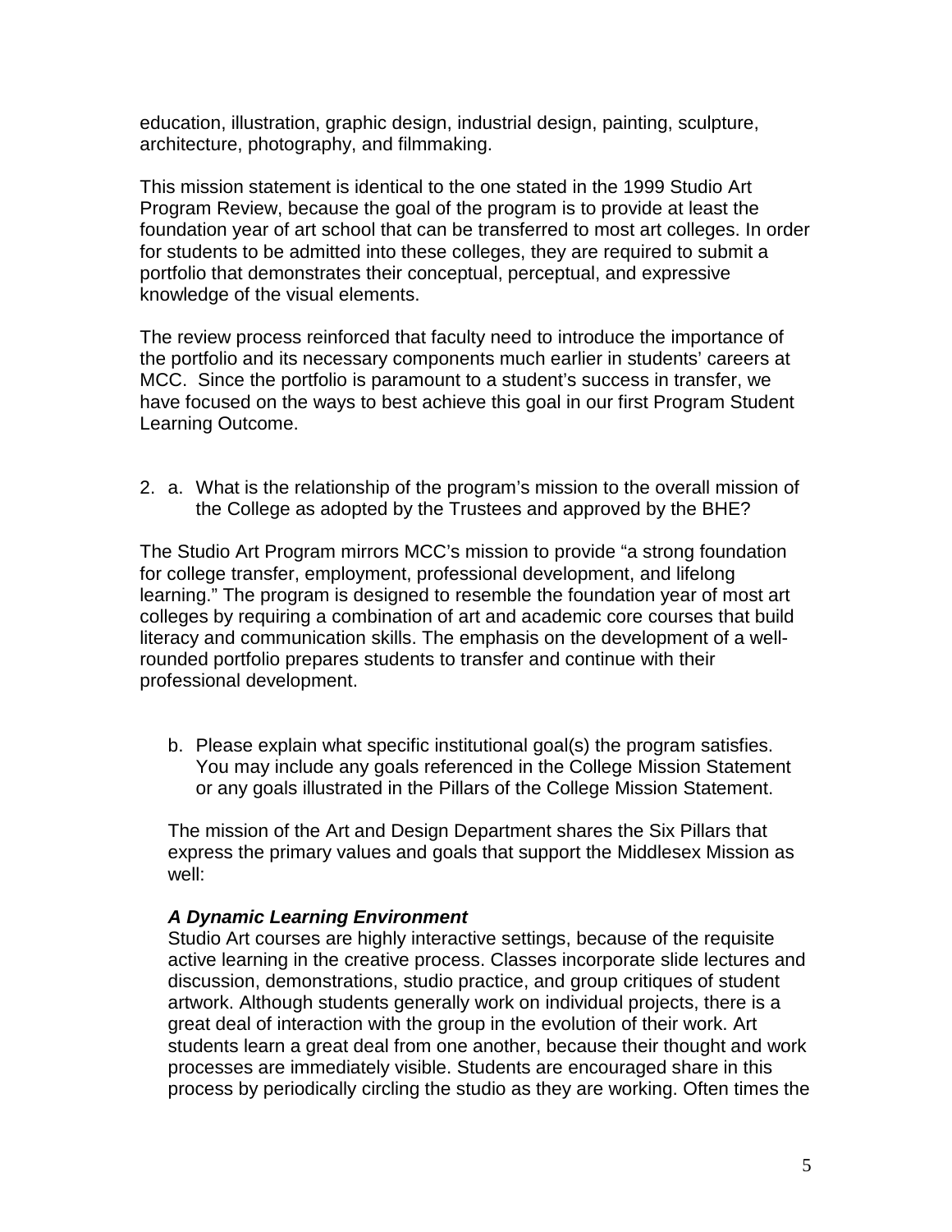education, illustration, graphic design, industrial design, painting, sculpture, architecture, photography, and filmmaking.

This mission statement is identical to the one stated in the 1999 Studio Art Program Review, because the goal of the program is to provide at least the foundation year of art school that can be transferred to most art colleges. In order for students to be admitted into these colleges, they are required to submit a portfolio that demonstrates their conceptual, perceptual, and expressive knowledge of the visual elements.

The review process reinforced that faculty need to introduce the importance of the portfolio and its necessary components much earlier in students' careers at MCC. Since the portfolio is paramount to a student's success in transfer, we have focused on the ways to best achieve this goal in our first Program Student Learning Outcome.

2. a. What is the relationship of the program's mission to the overall mission of the College as adopted by the Trustees and approved by the BHE?

The Studio Art Program mirrors MCC's mission to provide "a strong foundation for college transfer, employment, professional development, and lifelong learning." The program is designed to resemble the foundation year of most art colleges by requiring a combination of art and academic core courses that build literacy and communication skills. The emphasis on the development of a well-rounded portfolio prepares students to transfer and continue with their professional development.

b. Please explain what specific institutional goal(s) the program satisfies. You may include any goals referenced in the College Mission Statement or any goals illustrated in the Pillars of the College Mission Statement.

The mission of the Art and Design Department shares the Six Pillars that express the primary values and goals that support the Middlesex Mission as well:

***A Dynamic Learning Environment***
Studio Art courses are highly interactive settings, because of the requisite active learning in the creative process. Classes incorporate slide lectures and discussion, demonstrations, studio practice, and group critiques of student artwork. Although students generally work on individual projects, there is a great deal of interaction with the group in the evolution of their work. Art students learn a great deal from one another, because their thought and work processes are immediately visible. Students are encouraged share in this process by periodically circling the studio as they are working. Often times the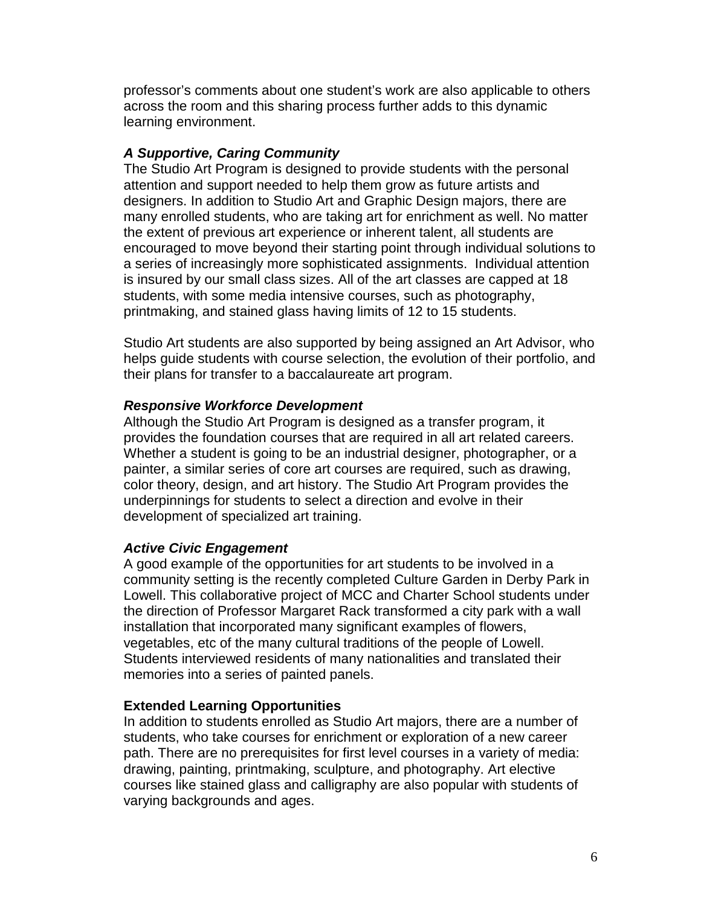professor's comments about one student's work are also applicable to others across the room and this sharing process further adds to this dynamic learning environment.

***A Supportive, Caring Community***
The Studio Art Program is designed to provide students with the personal attention and support needed to help them grow as future artists and designers. In addition to Studio Art and Graphic Design majors, there are many enrolled students, who are taking art for enrichment as well. No matter the extent of previous art experience or inherent talent, all students are encouraged to move beyond their starting point through individual solutions to a series of increasingly more sophisticated assignments. Individual attention is insured by our small class sizes. All of the art classes are capped at 18 students, with some media intensive courses, such as photography, printmaking, and stained glass having limits of 12 to 15 students.

Studio Art students are also supported by being assigned an Art Advisor, who helps guide students with course selection, the evolution of their portfolio, and their plans for transfer to a baccalaureate art program.

***Responsive Workforce Development***
Although the Studio Art Program is designed as a transfer program, it provides the foundation courses that are required in all art related careers. Whether a student is going to be an industrial designer, photographer, or a painter, a similar series of core art courses are required, such as drawing, color theory, design, and art history. The Studio Art Program provides the underpinnings for students to select a direction and evolve in their development of specialized art training.

***Active Civic Engagement***
A good example of the opportunities for art students to be involved in a community setting is the recently completed Culture Garden in Derby Park in Lowell. This collaborative project of MCC and Charter School students under the direction of Professor Margaret Rack transformed a city park with a wall installation that incorporated many significant examples of flowers, vegetables, etc of the many cultural traditions of the people of Lowell. Students interviewed residents of many nationalities and translated their memories into a series of painted panels.

**Extended Learning Opportunities**
In addition to students enrolled as Studio Art majors, there are a number of students, who take courses for enrichment or exploration of a new career path. There are no prerequisites for first level courses in a variety of media: drawing, painting, printmaking, sculpture, and photography. Art elective courses like stained glass and calligraphy are also popular with students of varying backgrounds and ages.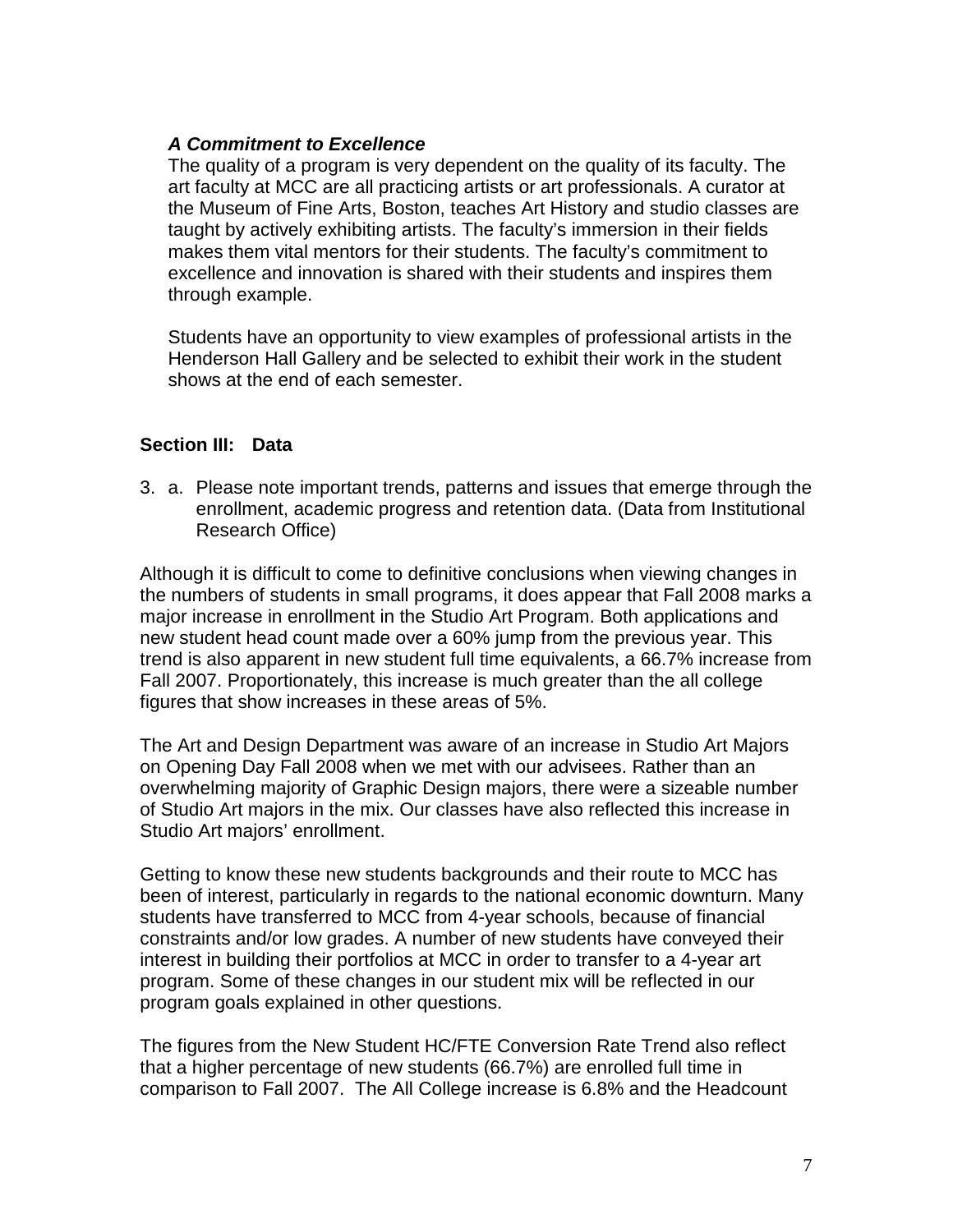***A Commitment to Excellence***

The quality of a program is very dependent on the quality of its faculty. The art faculty at MCC are all practicing artists or art professionals. A curator at the Museum of Fine Arts, Boston, teaches Art History and studio classes are taught by actively exhibiting artists. The faculty's immersion in their fields makes them vital mentors for their students. The faculty's commitment to excellence and innovation is shared with their students and inspires them through example.

Students have an opportunity to view examples of professional artists in the Henderson Hall Gallery and be selected to exhibit their work in the student shows at the end of each semester.

## Section III: Data

3. a. Please note important trends, patterns and issues that emerge through the enrollment, academic progress and retention data. (Data from Institutional Research Office)

Although it is difficult to come to definitive conclusions when viewing changes in the numbers of students in small programs, it does appear that Fall 2008 marks a major increase in enrollment in the Studio Art Program. Both applications and new student head count made over a 60% jump from the previous year. This trend is also apparent in new student full time equivalents, a 66.7% increase from Fall 2007. Proportionately, this increase is much greater than the all college figures that show increases in these areas of 5%.

The Art and Design Department was aware of an increase in Studio Art Majors on Opening Day Fall 2008 when we met with our advisees. Rather than an overwhelming majority of Graphic Design majors, there were a sizeable number of Studio Art majors in the mix. Our classes have also reflected this increase in Studio Art majors' enrollment.

Getting to know these new students backgrounds and their route to MCC has been of interest, particularly in regards to the national economic downturn. Many students have transferred to MCC from 4-year schools, because of financial constraints and/or low grades. A number of new students have conveyed their interest in building their portfolios at MCC in order to transfer to a 4-year art program. Some of these changes in our student mix will be reflected in our program goals explained in other questions.

The figures from the New Student HC/FTE Conversion Rate Trend also reflect that a higher percentage of new students (66.7%) are enrolled full time in comparison to Fall 2007. The All College increase is 6.8% and the Headcount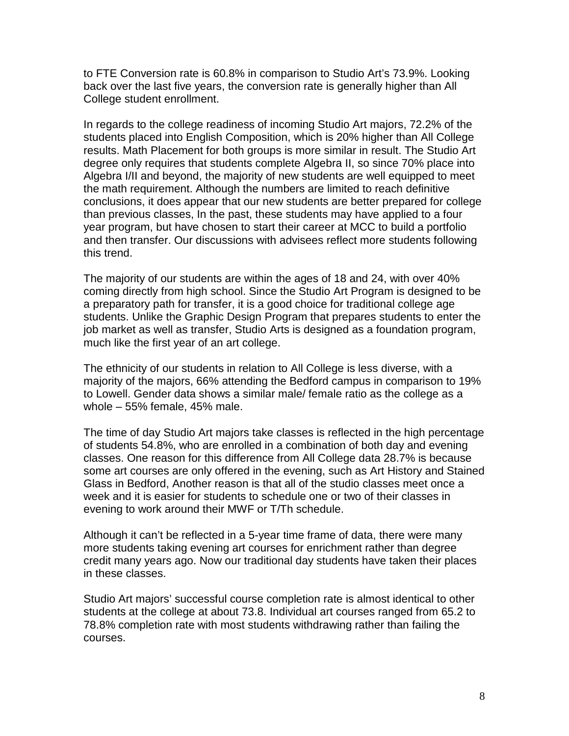to FTE Conversion rate is 60.8% in comparison to Studio Art's 73.9%. Looking back over the last five years, the conversion rate is generally higher than All College student enrollment.

In regards to the college readiness of incoming Studio Art majors, 72.2% of the students placed into English Composition, which is 20% higher than All College results. Math Placement for both groups is more similar in result. The Studio Art degree only requires that students complete Algebra II, so since 70% place into Algebra I/II and beyond, the majority of new students are well equipped to meet the math requirement. Although the numbers are limited to reach definitive conclusions, it does appear that our new students are better prepared for college than previous classes, In the past, these students may have applied to a four year program, but have chosen to start their career at MCC to build a portfolio and then transfer. Our discussions with advisees reflect more students following this trend.

The majority of our students are within the ages of 18 and 24, with over 40% coming directly from high school. Since the Studio Art Program is designed to be a preparatory path for transfer, it is a good choice for traditional college age students. Unlike the Graphic Design Program that prepares students to enter the job market as well as transfer, Studio Arts is designed as a foundation program, much like the first year of an art college.

The ethnicity of our students in relation to All College is less diverse, with a majority of the majors, 66% attending the Bedford campus in comparison to 19% to Lowell. Gender data shows a similar male/ female ratio as the college as a whole – 55% female, 45% male.

The time of day Studio Art majors take classes is reflected in the high percentage of students 54.8%, who are enrolled in a combination of both day and evening classes. One reason for this difference from All College data 28.7% is because some art courses are only offered in the evening, such as Art History and Stained Glass in Bedford, Another reason is that all of the studio classes meet once a week and it is easier for students to schedule one or two of their classes in evening to work around their MWF or T/Th schedule.

Although it can't be reflected in a 5-year time frame of data, there were many more students taking evening art courses for enrichment rather than degree credit many years ago. Now our traditional day students have taken their places in these classes.

Studio Art majors' successful course completion rate is almost identical to other students at the college at about 73.8. Individual art courses ranged from 65.2 to 78.8% completion rate with most students withdrawing rather than failing the courses.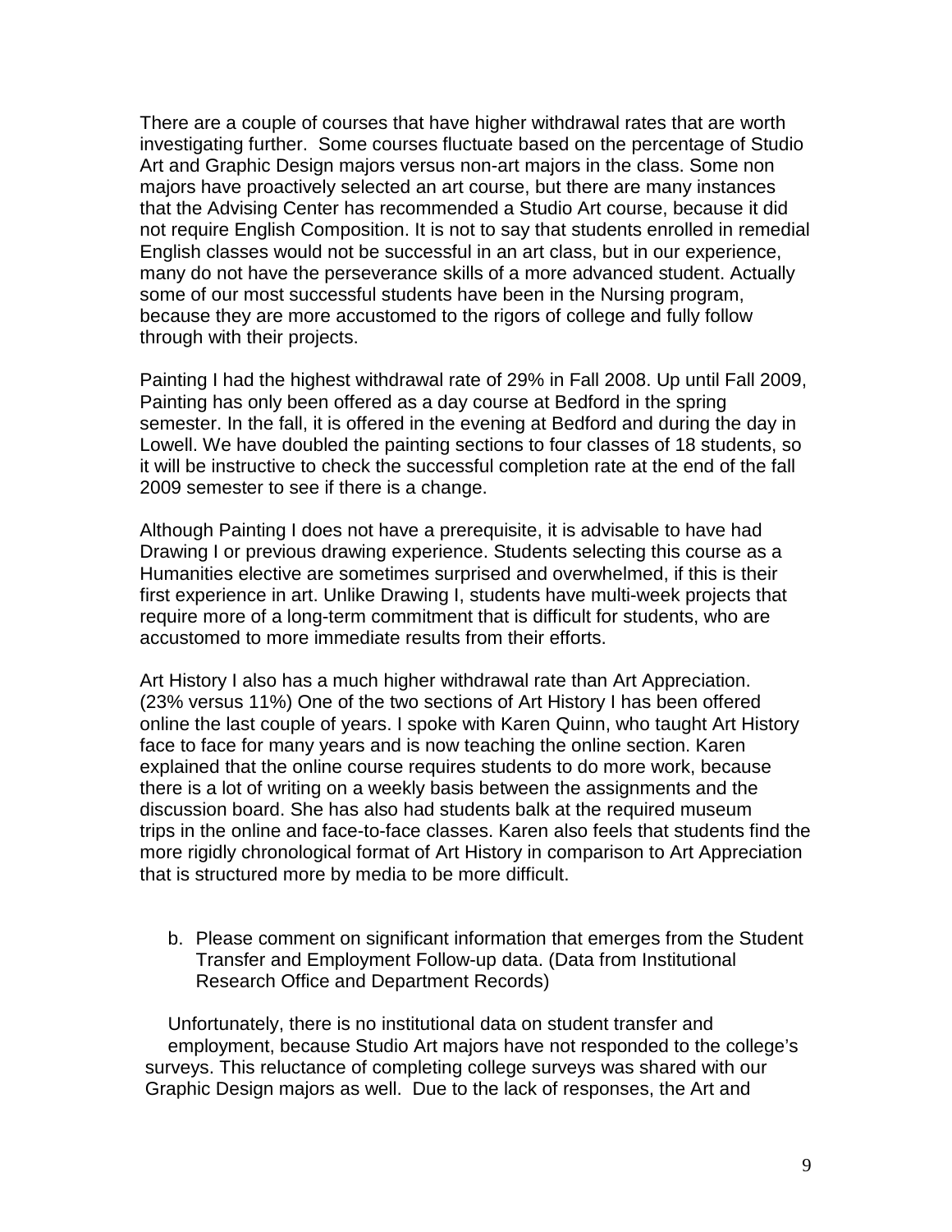There are a couple of courses that have higher withdrawal rates that are worth investigating further. Some courses fluctuate based on the percentage of Studio Art and Graphic Design majors versus non-art majors in the class. Some non majors have proactively selected an art course, but there are many instances that the Advising Center has recommended a Studio Art course, because it did not require English Composition. It is not to say that students enrolled in remedial English classes would not be successful in an art class, but in our experience, many do not have the perseverance skills of a more advanced student. Actually some of our most successful students have been in the Nursing program, because they are more accustomed to the rigors of college and fully follow through with their projects.

Painting I had the highest withdrawal rate of 29% in Fall 2008. Up until Fall 2009, Painting has only been offered as a day course at Bedford in the spring semester. In the fall, it is offered in the evening at Bedford and during the day in Lowell. We have doubled the painting sections to four classes of 18 students, so it will be instructive to check the successful completion rate at the end of the fall 2009 semester to see if there is a change.

Although Painting I does not have a prerequisite, it is advisable to have had Drawing I or previous drawing experience. Students selecting this course as a Humanities elective are sometimes surprised and overwhelmed, if this is their first experience in art. Unlike Drawing I, students have multi-week projects that require more of a long-term commitment that is difficult for students, who are accustomed to more immediate results from their efforts.

Art History I also has a much higher withdrawal rate than Art Appreciation. (23% versus 11%) One of the two sections of Art History I has been offered online the last couple of years. I spoke with Karen Quinn, who taught Art History face to face for many years and is now teaching the online section. Karen explained that the online course requires students to do more work, because there is a lot of writing on a weekly basis between the assignments and the discussion board. She has also had students balk at the required museum trips in the online and face-to-face classes. Karen also feels that students find the more rigidly chronological format of Art History in comparison to Art Appreciation that is structured more by media to be more difficult.

b. Please comment on significant information that emerges from the Student Transfer and Employment Follow-up data. (Data from Institutional Research Office and Department Records)

Unfortunately, there is no institutional data on student transfer and employment, because Studio Art majors have not responded to the college's surveys. This reluctance of completing college surveys was shared with our Graphic Design majors as well. Due to the lack of responses, the Art and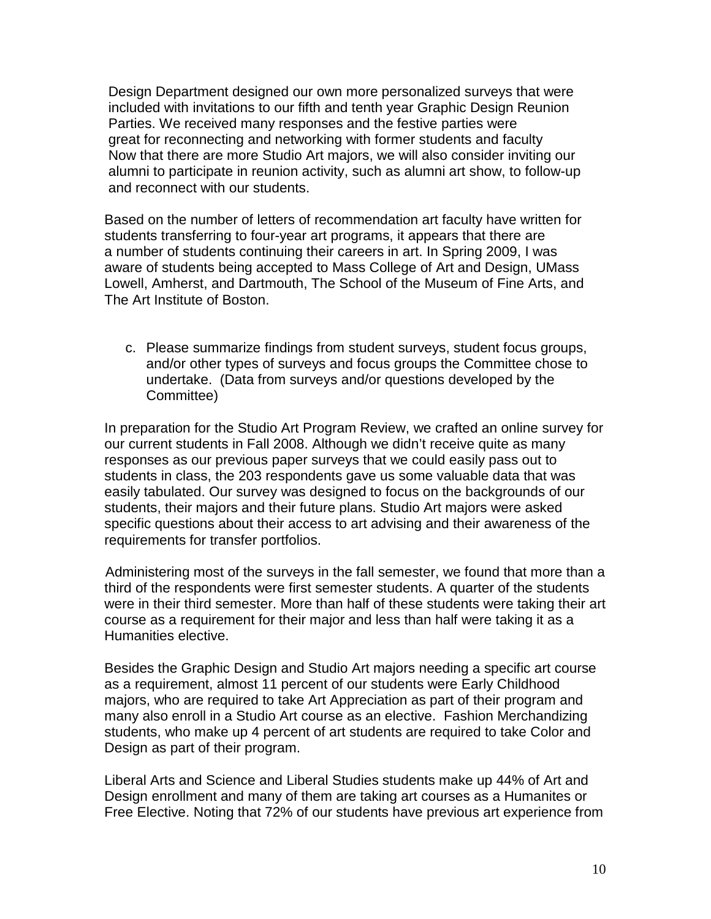Design Department designed our own more personalized surveys that were included with invitations to our fifth and tenth year Graphic Design Reunion Parties. We received many responses and the festive parties were great for reconnecting and networking with former students and faculty Now that there are more Studio Art majors, we will also consider inviting our alumni to participate in reunion activity, such as alumni art show, to follow-up and reconnect with our students.

Based on the number of letters of recommendation art faculty have written for students transferring to four-year art programs, it appears that there are a number of students continuing their careers in art. In Spring 2009, I was aware of students being accepted to Mass College of Art and Design, UMass Lowell, Amherst, and Dartmouth, The School of the Museum of Fine Arts, and The Art Institute of Boston.

c. Please summarize findings from student surveys, student focus groups, and/or other types of surveys and focus groups the Committee chose to undertake. (Data from surveys and/or questions developed by the Committee)

In preparation for the Studio Art Program Review, we crafted an online survey for our current students in Fall 2008. Although we didn't receive quite as many responses as our previous paper surveys that we could easily pass out to students in class, the 203 respondents gave us some valuable data that was easily tabulated. Our survey was designed to focus on the backgrounds of our students, their majors and their future plans. Studio Art majors were asked specific questions about their access to art advising and their awareness of the requirements for transfer portfolios.

Administering most of the surveys in the fall semester, we found that more than a third of the respondents were first semester students. A quarter of the students were in their third semester. More than half of these students were taking their art course as a requirement for their major and less than half were taking it as a Humanities elective.

Besides the Graphic Design and Studio Art majors needing a specific art course as a requirement, almost 11 percent of our students were Early Childhood majors, who are required to take Art Appreciation as part of their program and many also enroll in a Studio Art course as an elective. Fashion Merchandizing students, who make up 4 percent of art students are required to take Color and Design as part of their program.

Liberal Arts and Science and Liberal Studies students make up 44% of Art and Design enrollment and many of them are taking art courses as a Humanites or Free Elective. Noting that 72% of our students have previous art experience from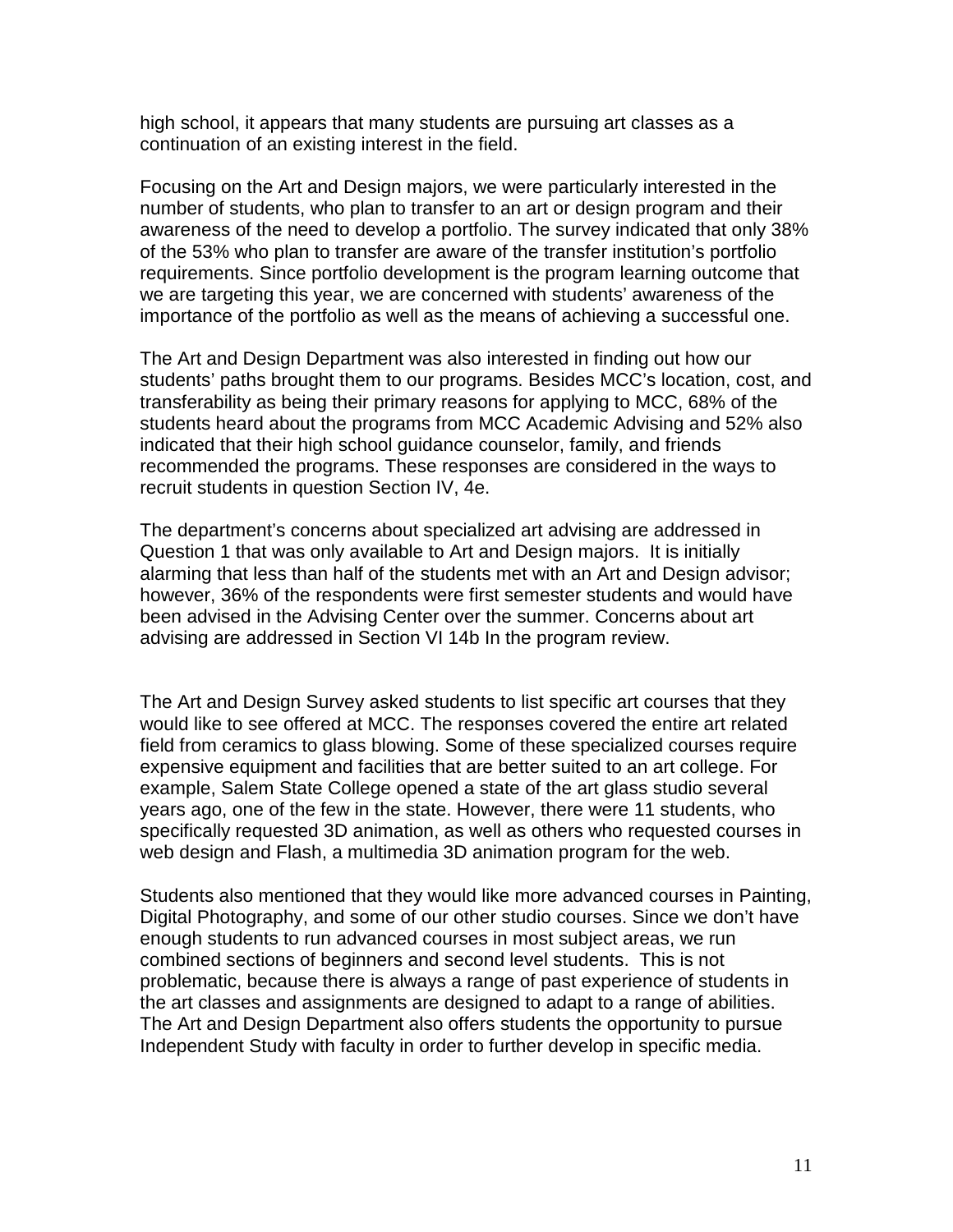high school, it appears that many students are pursuing art classes as a continuation of an existing interest in the field.

Focusing on the Art and Design majors, we were particularly interested in the number of students, who plan to transfer to an art or design program and their awareness of the need to develop a portfolio. The survey indicated that only 38% of the 53% who plan to transfer are aware of the transfer institution's portfolio requirements. Since portfolio development is the program learning outcome that we are targeting this year, we are concerned with students' awareness of the importance of the portfolio as well as the means of achieving a successful one.

The Art and Design Department was also interested in finding out how our students' paths brought them to our programs. Besides MCC's location, cost, and transferability as being their primary reasons for applying to MCC, 68% of the students heard about the programs from MCC Academic Advising and 52% also indicated that their high school guidance counselor, family, and friends recommended the programs. These responses are considered in the ways to recruit students in question Section IV, 4e.

The department's concerns about specialized art advising are addressed in Question 1 that was only available to Art and Design majors. It is initially alarming that less than half of the students met with an Art and Design advisor; however, 36% of the respondents were first semester students and would have been advised in the Advising Center over the summer. Concerns about art advising are addressed in Section VI 14b In the program review.

The Art and Design Survey asked students to list specific art courses that they would like to see offered at MCC. The responses covered the entire art related field from ceramics to glass blowing. Some of these specialized courses require expensive equipment and facilities that are better suited to an art college. For example, Salem State College opened a state of the art glass studio several years ago, one of the few in the state. However, there were 11 students, who specifically requested 3D animation, as well as others who requested courses in web design and Flash, a multimedia 3D animation program for the web.

Students also mentioned that they would like more advanced courses in Painting, Digital Photography, and some of our other studio courses. Since we don't have enough students to run advanced courses in most subject areas, we run combined sections of beginners and second level students. This is not problematic, because there is always a range of past experience of students in the art classes and assignments are designed to adapt to a range of abilities. The Art and Design Department also offers students the opportunity to pursue Independent Study with faculty in order to further develop in specific media.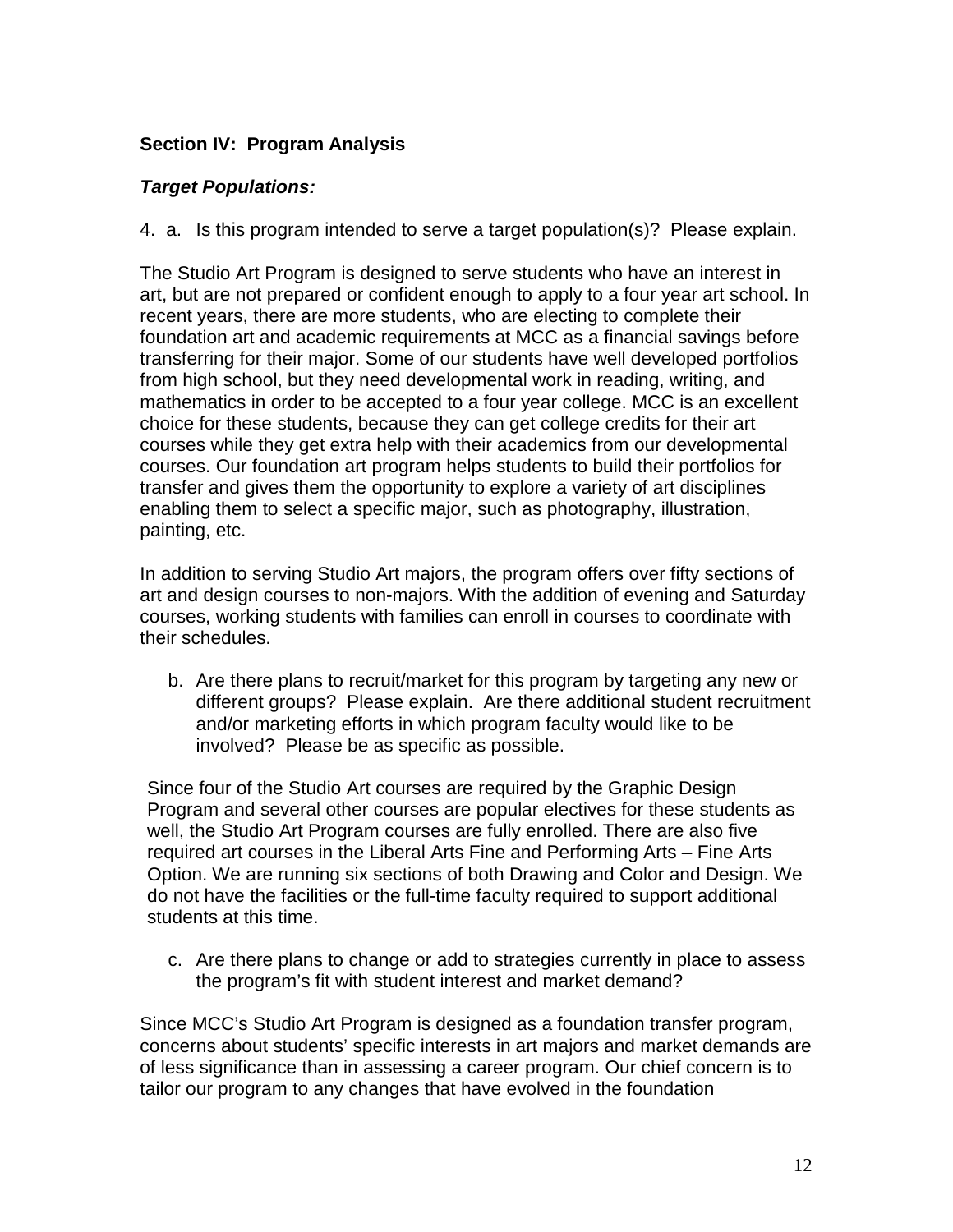**Section IV: Program Analysis**

***Target Populations:***

4. a. Is this program intended to serve a target population(s)? Please explain.

The Studio Art Program is designed to serve students who have an interest in art, but are not prepared or confident enough to apply to a four year art school. In recent years, there are more students, who are electing to complete their foundation art and academic requirements at MCC as a financial savings before transferring for their major. Some of our students have well developed portfolios from high school, but they need developmental work in reading, writing, and mathematics in order to be accepted to a four year college. MCC is an excellent choice for these students, because they can get college credits for their art courses while they get extra help with their academics from our developmental courses. Our foundation art program helps students to build their portfolios for transfer and gives them the opportunity to explore a variety of art disciplines enabling them to select a specific major, such as photography, illustration, painting, etc.

In addition to serving Studio Art majors, the program offers over fifty sections of art and design courses to non-majors. With the addition of evening and Saturday courses, working students with families can enroll in courses to coordinate with their schedules.

b. Are there plans to recruit/market for this program by targeting any new or different groups? Please explain. Are there additional student recruitment and/or marketing efforts in which program faculty would like to be involved? Please be as specific as possible.

Since four of the Studio Art courses are required by the Graphic Design Program and several other courses are popular electives for these students as well, the Studio Art Program courses are fully enrolled. There are also five required art courses in the Liberal Arts Fine and Performing Arts – Fine Arts Option. We are running six sections of both Drawing and Color and Design. We do not have the facilities or the full-time faculty required to support additional students at this time.

c. Are there plans to change or add to strategies currently in place to assess the program's fit with student interest and market demand?

Since MCC's Studio Art Program is designed as a foundation transfer program, concerns about students' specific interests in art majors and market demands are of less significance than in assessing a career program. Our chief concern is to tailor our program to any changes that have evolved in the foundation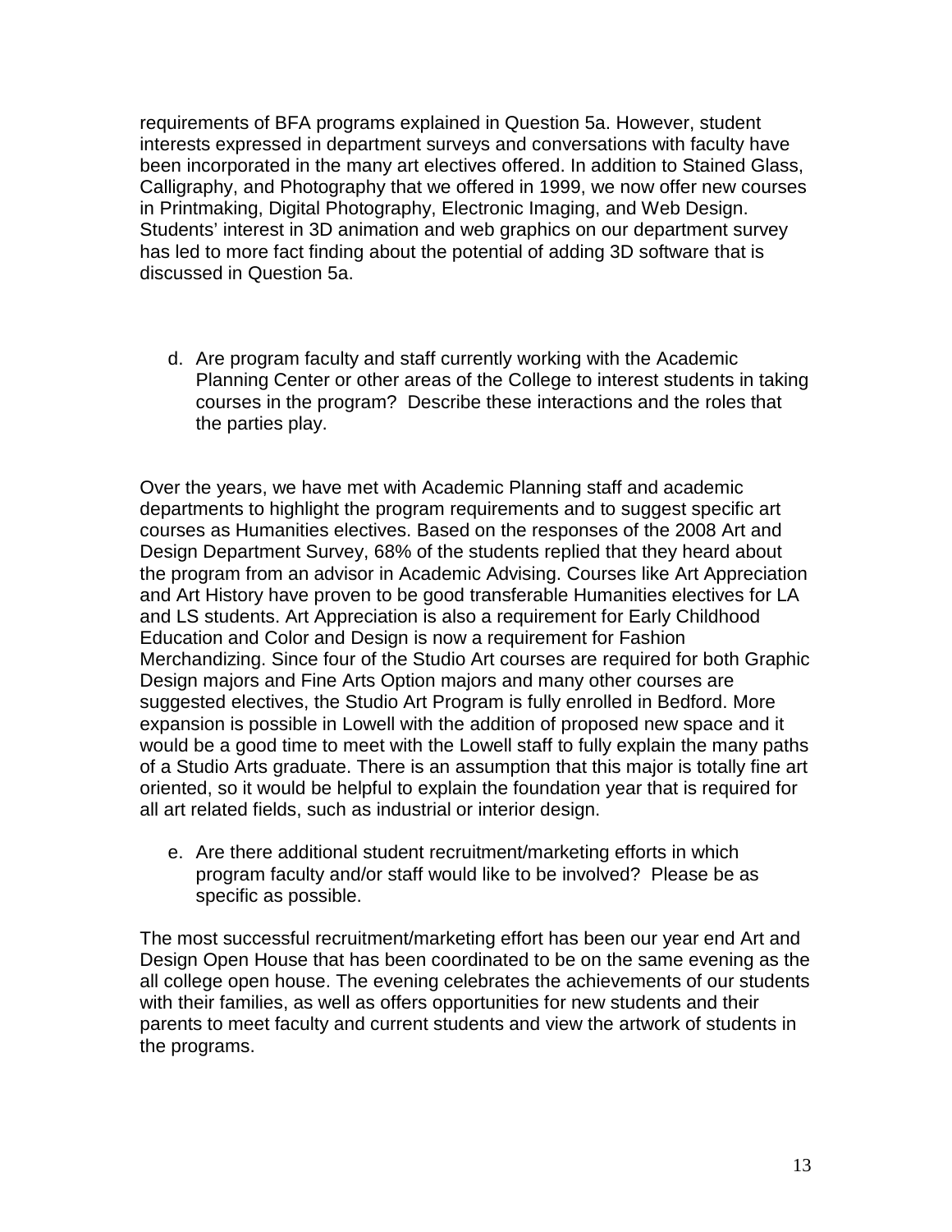requirements of BFA programs explained in Question 5a. However, student interests expressed in department surveys and conversations with faculty have been incorporated in the many art electives offered. In addition to Stained Glass, Calligraphy, and Photography that we offered in 1999, we now offer new courses in Printmaking, Digital Photography, Electronic Imaging, and Web Design. Students' interest in 3D animation and web graphics on our department survey has led to more fact finding about the potential of adding 3D software that is discussed in Question 5a.

d. Are program faculty and staff currently working with the Academic Planning Center or other areas of the College to interest students in taking courses in the program? Describe these interactions and the roles that the parties play.

Over the years, we have met with Academic Planning staff and academic departments to highlight the program requirements and to suggest specific art courses as Humanities electives. Based on the responses of the 2008 Art and Design Department Survey, 68% of the students replied that they heard about the program from an advisor in Academic Advising. Courses like Art Appreciation and Art History have proven to be good transferable Humanities electives for LA and LS students. Art Appreciation is also a requirement for Early Childhood Education and Color and Design is now a requirement for Fashion Merchandizing. Since four of the Studio Art courses are required for both Graphic Design majors and Fine Arts Option majors and many other courses are suggested electives, the Studio Art Program is fully enrolled in Bedford. More expansion is possible in Lowell with the addition of proposed new space and it would be a good time to meet with the Lowell staff to fully explain the many paths of a Studio Arts graduate. There is an assumption that this major is totally fine art oriented, so it would be helpful to explain the foundation year that is required for all art related fields, such as industrial or interior design.

e. Are there additional student recruitment/marketing efforts in which program faculty and/or staff would like to be involved? Please be as specific as possible.

The most successful recruitment/marketing effort has been our year end Art and Design Open House that has been coordinated to be on the same evening as the all college open house. The evening celebrates the achievements of our students with their families, as well as offers opportunities for new students and their parents to meet faculty and current students and view the artwork of students in the programs.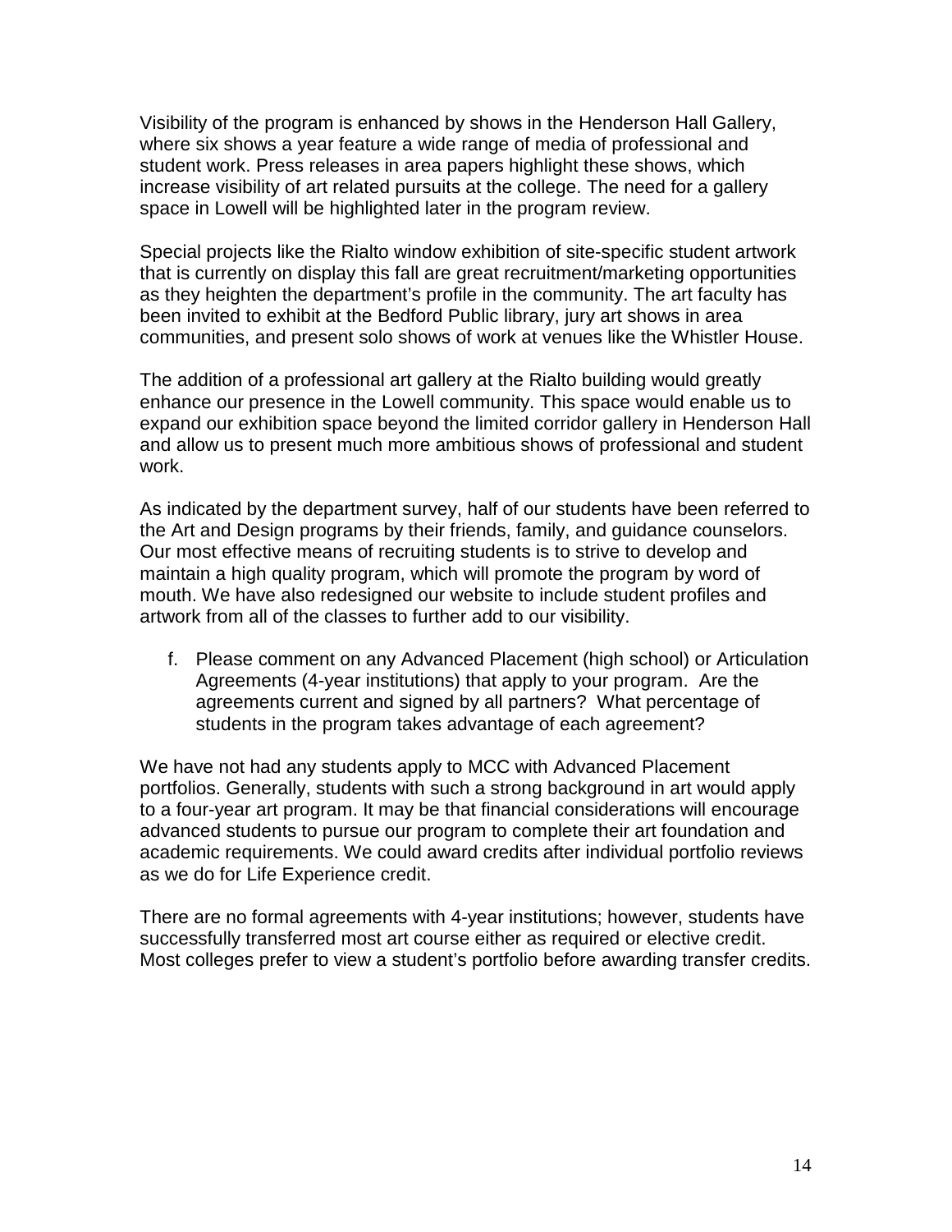Visibility of the program is enhanced by shows in the Henderson Hall Gallery, where six shows a year feature a wide range of media of professional and student work. Press releases in area papers highlight these shows, which increase visibility of art related pursuits at the college. The need for a gallery space in Lowell will be highlighted later in the program review.

Special projects like the Rialto window exhibition of site-specific student artwork that is currently on display this fall are great recruitment/marketing opportunities as they heighten the department's profile in the community. The art faculty has been invited to exhibit at the Bedford Public library, jury art shows in area communities, and present solo shows of work at venues like the Whistler House.

The addition of a professional art gallery at the Rialto building would greatly enhance our presence in the Lowell community. This space would enable us to expand our exhibition space beyond the limited corridor gallery in Henderson Hall and allow us to present much more ambitious shows of professional and student work.

As indicated by the department survey, half of our students have been referred to the Art and Design programs by their friends, family, and guidance counselors. Our most effective means of recruiting students is to strive to develop and maintain a high quality program, which will promote the program by word of mouth. We have also redesigned our website to include student profiles and artwork from all of the classes to further add to our visibility.

f. Please comment on any Advanced Placement (high school) or Articulation Agreements (4-year institutions) that apply to your program. Are the agreements current and signed by all partners? What percentage of students in the program takes advantage of each agreement?

We have not had any students apply to MCC with Advanced Placement portfolios. Generally, students with such a strong background in art would apply to a four-year art program. It may be that financial considerations will encourage advanced students to pursue our program to complete their art foundation and academic requirements. We could award credits after individual portfolio reviews as we do for Life Experience credit.

There are no formal agreements with 4-year institutions; however, students have successfully transferred most art course either as required or elective credit. Most colleges prefer to view a student's portfolio before awarding transfer credits.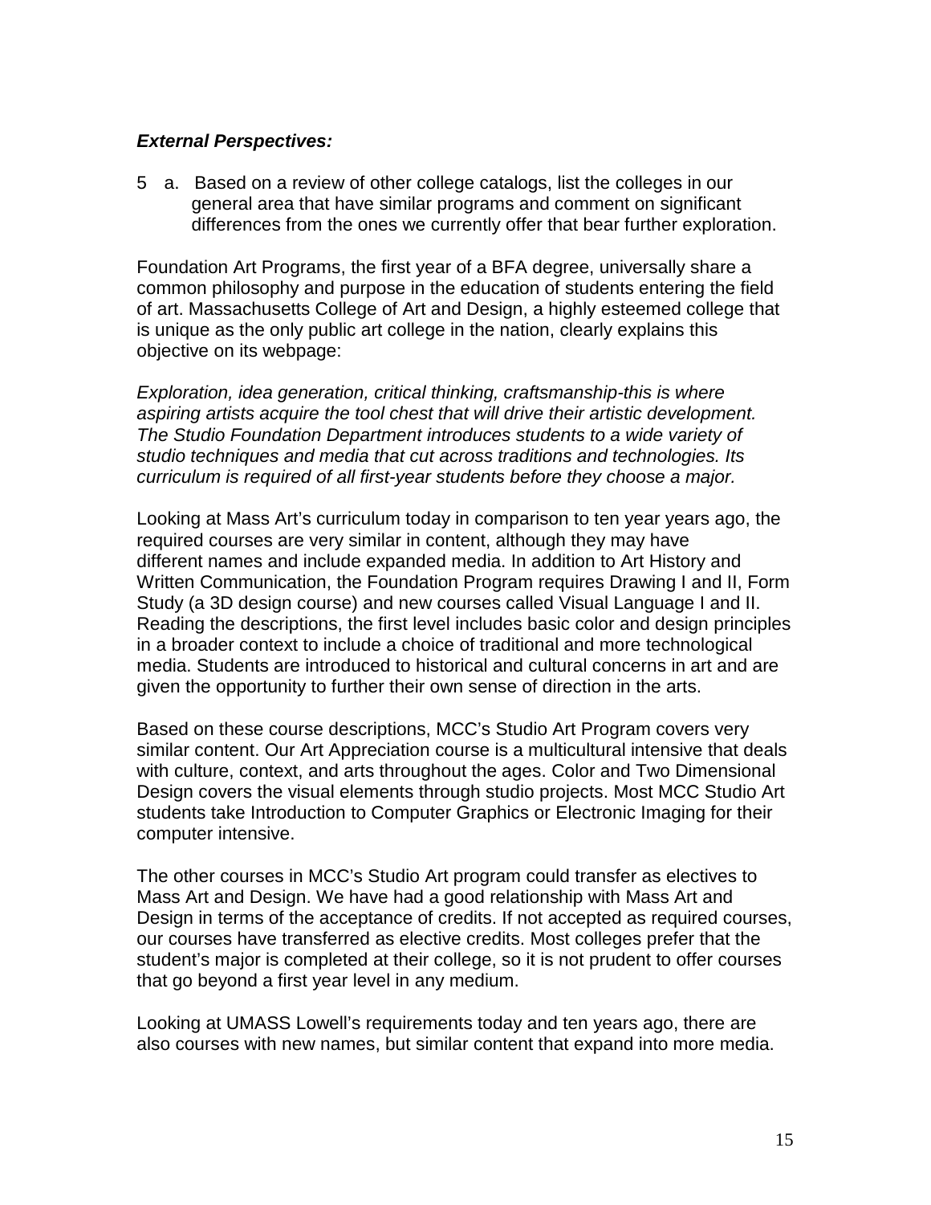***External Perspectives:***

5 a. Based on a review of other college catalogs, list the colleges in our general area that have similar programs and comment on significant differences from the ones we currently offer that bear further exploration.

Foundation Art Programs, the first year of a BFA degree, universally share a common philosophy and purpose in the education of students entering the field of art. Massachusetts College of Art and Design, a highly esteemed college that is unique as the only public art college in the nation, clearly explains this objective on its webpage:

*Exploration, idea generation, critical thinking, craftsmanship-this is where aspiring artists acquire the tool chest that will drive their artistic development. The Studio Foundation Department introduces students to a wide variety of studio techniques and media that cut across traditions and technologies. Its curriculum is required of all first-year students before they choose a major.*

Looking at Mass Art's curriculum today in comparison to ten year years ago, the required courses are very similar in content, although they may have different names and include expanded media. In addition to Art History and Written Communication, the Foundation Program requires Drawing I and II, Form Study (a 3D design course) and new courses called Visual Language I and II. Reading the descriptions, the first level includes basic color and design principles in a broader context to include a choice of traditional and more technological media. Students are introduced to historical and cultural concerns in art and are given the opportunity to further their own sense of direction in the arts.

Based on these course descriptions, MCC's Studio Art Program covers very similar content. Our Art Appreciation course is a multicultural intensive that deals with culture, context, and arts throughout the ages. Color and Two Dimensional Design covers the visual elements through studio projects. Most MCC Studio Art students take Introduction to Computer Graphics or Electronic Imaging for their computer intensive.

The other courses in MCC's Studio Art program could transfer as electives to Mass Art and Design. We have had a good relationship with Mass Art and Design in terms of the acceptance of credits. If not accepted as required courses, our courses have transferred as elective credits. Most colleges prefer that the student's major is completed at their college, so it is not prudent to offer courses that go beyond a first year level in any medium.

Looking at UMASS Lowell's requirements today and ten years ago, there are also courses with new names, but similar content that expand into more media.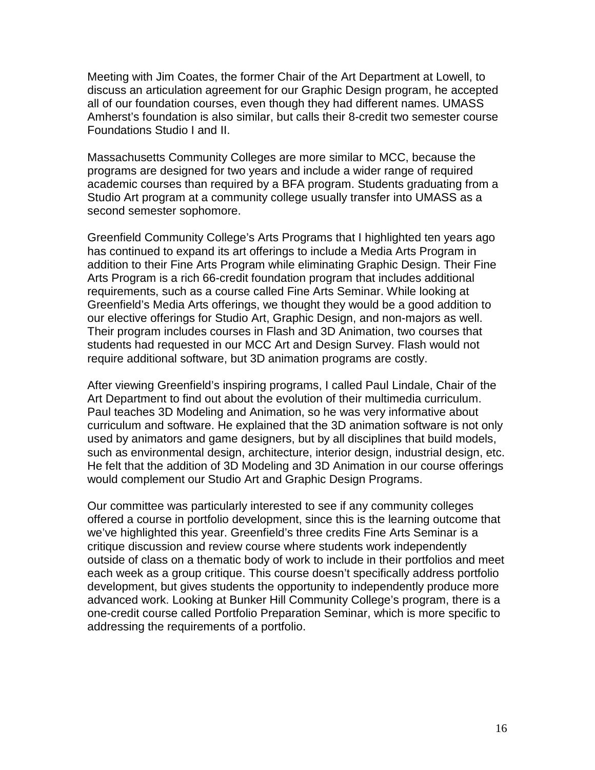Meeting with Jim Coates, the former Chair of the Art Department at Lowell, to discuss an articulation agreement for our Graphic Design program, he accepted all of our foundation courses, even though they had different names. UMASS Amherst's foundation is also similar, but calls their 8-credit two semester course Foundations Studio I and II.

Massachusetts Community Colleges are more similar to MCC, because the programs are designed for two years and include a wider range of required academic courses than required by a BFA program. Students graduating from a Studio Art program at a community college usually transfer into UMASS as a second semester sophomore.

Greenfield Community College's Arts Programs that I highlighted ten years ago has continued to expand its art offerings to include a Media Arts Program in addition to their Fine Arts Program while eliminating Graphic Design. Their Fine Arts Program is a rich 66-credit foundation program that includes additional requirements, such as a course called Fine Arts Seminar. While looking at Greenfield's Media Arts offerings, we thought they would be a good addition to our elective offerings for Studio Art, Graphic Design, and non-majors as well. Their program includes courses in Flash and 3D Animation, two courses that students had requested in our MCC Art and Design Survey. Flash would not require additional software, but 3D animation programs are costly.

After viewing Greenfield's inspiring programs, I called Paul Lindale, Chair of the Art Department to find out about the evolution of their multimedia curriculum. Paul teaches 3D Modeling and Animation, so he was very informative about curriculum and software. He explained that the 3D animation software is not only used by animators and game designers, but by all disciplines that build models, such as environmental design, architecture, interior design, industrial design, etc. He felt that the addition of 3D Modeling and 3D Animation in our course offerings would complement our Studio Art and Graphic Design Programs.

Our committee was particularly interested to see if any community colleges offered a course in portfolio development, since this is the learning outcome that we've highlighted this year. Greenfield's three credits Fine Arts Seminar is a critique discussion and review course where students work independently outside of class on a thematic body of work to include in their portfolios and meet each week as a group critique. This course doesn't specifically address portfolio development, but gives students the opportunity to independently produce more advanced work. Looking at Bunker Hill Community College's program, there is a one-credit course called Portfolio Preparation Seminar, which is more specific to addressing the requirements of a portfolio.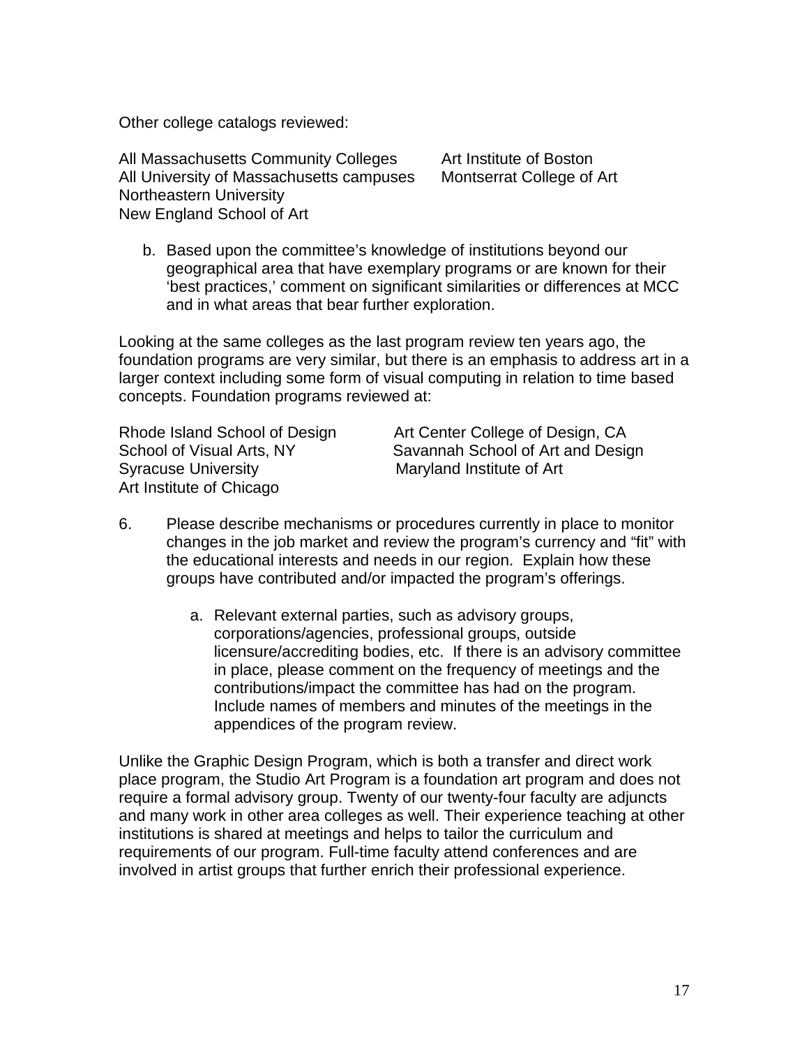Other college catalogs reviewed:

All Massachusetts Community Colleges
All University of Massachusetts campuses
Northeastern University
New England School of Art
Art Institute of Boston
Montserrat College of Art

b. Based upon the committee's knowledge of institutions beyond our geographical area that have exemplary programs or are known for their 'best practices,' comment on significant similarities or differences at MCC and in what areas that bear further exploration.

Looking at the same colleges as the last program review ten years ago, the foundation programs are very similar, but there is an emphasis to address art in a larger context including some form of visual computing in relation to time based concepts. Foundation programs reviewed at:

Rhode Island School of Design
School of Visual Arts, NY
Syracuse University
Art Institute of Chicago
Art Center College of Design, CA
Savannah School of Art and Design
Maryland Institute of Art

6. Please describe mechanisms or procedures currently in place to monitor changes in the job market and review the program's currency and "fit" with the educational interests and needs in our region. Explain how these groups have contributed and/or impacted the program's offerings.

   a. Relevant external parties, such as advisory groups, corporations/agencies, professional groups, outside licensure/accrediting bodies, etc. If there is an advisory committee in place, please comment on the frequency of meetings and the contributions/impact the committee has had on the program. Include names of members and minutes of the meetings in the appendices of the program review.

Unlike the Graphic Design Program, which is both a transfer and direct work place program, the Studio Art Program is a foundation art program and does not require a formal advisory group. Twenty of our twenty-four faculty are adjuncts and many work in other area colleges as well. Their experience teaching at other institutions is shared at meetings and helps to tailor the curriculum and requirements of our program. Full-time faculty attend conferences and are involved in artist groups that further enrich their professional experience.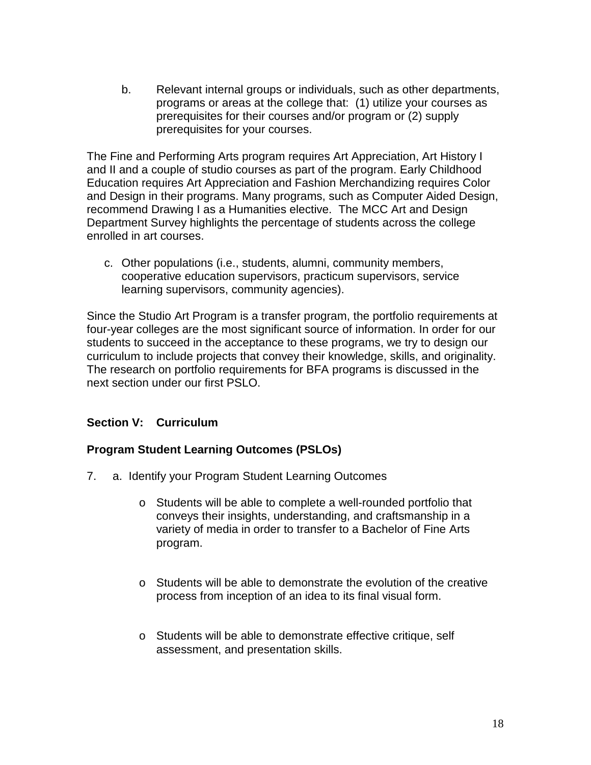b. Relevant internal groups or individuals, such as other departments, programs or areas at the college that: (1) utilize your courses as prerequisites for their courses and/or program or (2) supply prerequisites for your courses.

The Fine and Performing Arts program requires Art Appreciation, Art History I and II and a couple of studio courses as part of the program. Early Childhood Education requires Art Appreciation and Fashion Merchandizing requires Color and Design in their programs. Many programs, such as Computer Aided Design, recommend Drawing I as a Humanities elective. The MCC Art and Design Department Survey highlights the percentage of students across the college enrolled in art courses.

c. Other populations (i.e., students, alumni, community members, cooperative education supervisors, practicum supervisors, service learning supervisors, community agencies).

Since the Studio Art Program is a transfer program, the portfolio requirements at four-year colleges are the most significant source of information. In order for our students to succeed in the acceptance to these programs, we try to design our curriculum to include projects that convey their knowledge, skills, and originality. The research on portfolio requirements for BFA programs is discussed in the next section under our first PSLO.

**Section V: Curriculum**

**Program Student Learning Outcomes (PSLOs)**

7. a. Identify your Program Student Learning Outcomes

   - Students will be able to complete a well-rounded portfolio that conveys their insights, understanding, and craftsmanship in a variety of media in order to transfer to a Bachelor of Fine Arts program.

   - Students will be able to demonstrate the evolution of the creative process from inception of an idea to its final visual form.

   - Students will be able to demonstrate effective critique, self assessment, and presentation skills.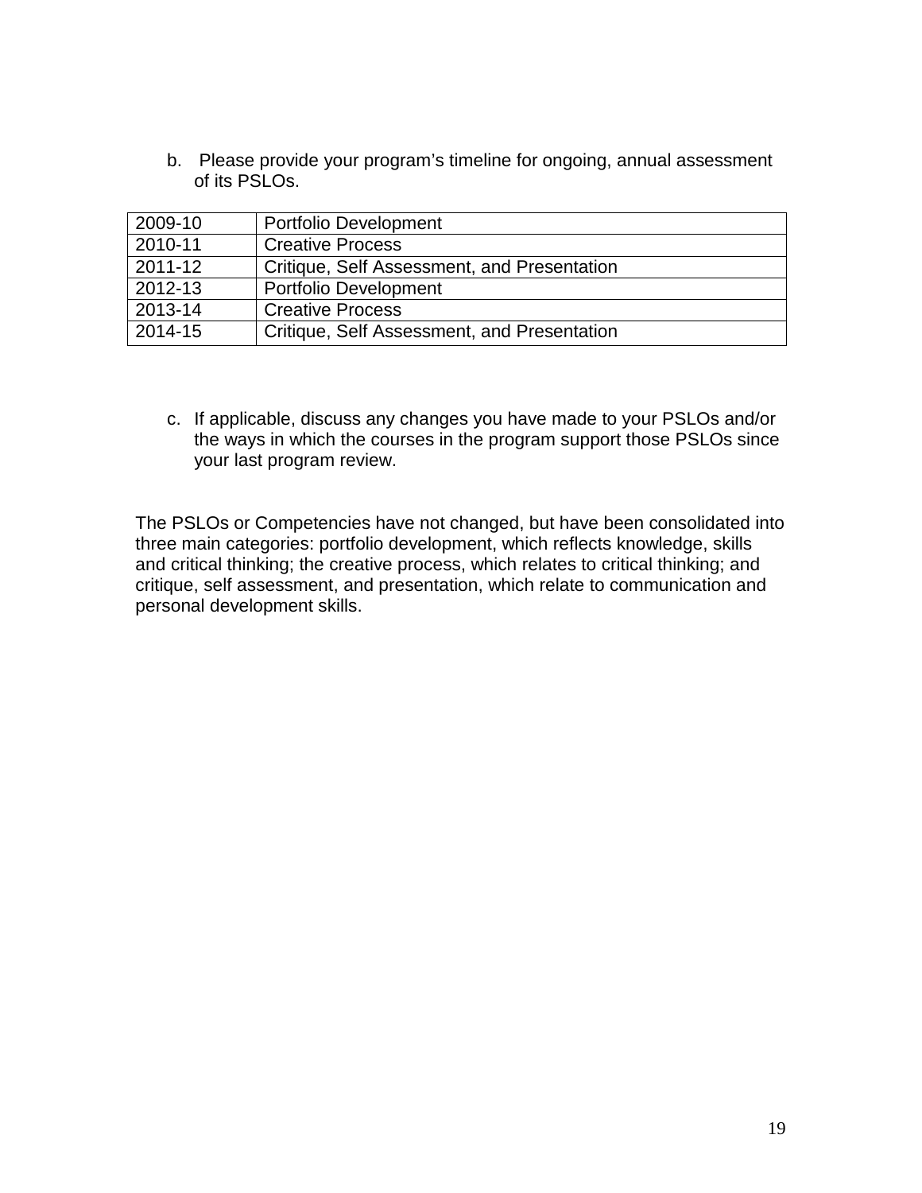b. Please provide your program's timeline for ongoing, annual assessment of its PSLOs.

| | |
|---|---|
| 2009-10 | Portfolio Development |
| 2010-11 | Creative Process |
| 2011-12 | Critique, Self Assessment, and Presentation |
| 2012-13 | Portfolio Development |
| 2013-14 | Creative Process |
| 2014-15 | Critique, Self Assessment, and Presentation |

c. If applicable, discuss any changes you have made to your PSLOs and/or the ways in which the courses in the program support those PSLOs since your last program review.

The PSLOs or Competencies have not changed, but have been consolidated into three main categories: portfolio development, which reflects knowledge, skills and critical thinking; the creative process, which relates to critical thinking; and critique, self assessment, and presentation, which relate to communication and personal development skills.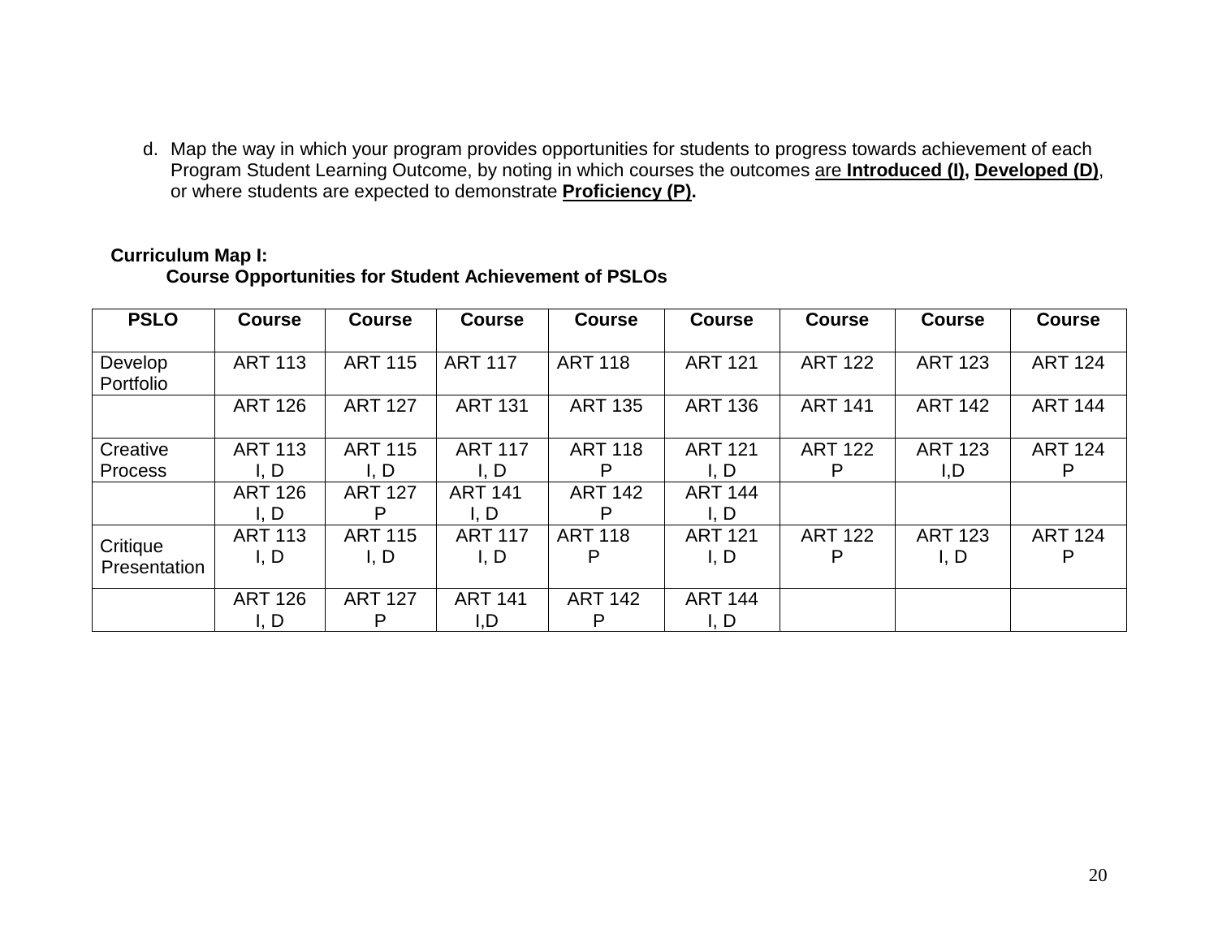d. Map the way in which your program provides opportunities for students to progress towards achievement of each Program Student Learning Outcome, by noting in which courses the outcomes are **Introduced (I), Developed (D)**, or where students are expected to demonstrate **Proficiency (P).**

**Curriculum Map I:**
**Course Opportunities for Student Achievement of PSLOs**

| PSLO | Course | Course | Course | Course | Course | Course | Course | Course |
|---|---|---|---|---|---|---|---|---|
| Develop Portfolio | ART 113 | ART 115 | ART 117 | ART 118 | ART 121 | ART 122 | ART 123 | ART 124 |
| | ART 126 | ART 127 | ART 131 | ART 135 | ART 136 | ART 141 | ART 142 | ART 144 |
| Creative Process | ART 113 I, D | ART 115 I, D | ART 117 I, D | ART 118 P | ART 121 I, D | ART 122 P | ART 123 I,D | ART 124 P |
| | ART 126 I, D | ART 127 P | ART 141 I, D | ART 142 P | ART 144 I, D | | | |
| Critique Presentation | ART 113 I, D | ART 115 I, D | ART 117 I, D | ART 118 P | ART 121 I, D | ART 122 P | ART 123 I, D | ART 124 P |
| | ART 126 I, D | ART 127 P | ART 141 I,D | ART 142 P | ART 144 I, D | | | |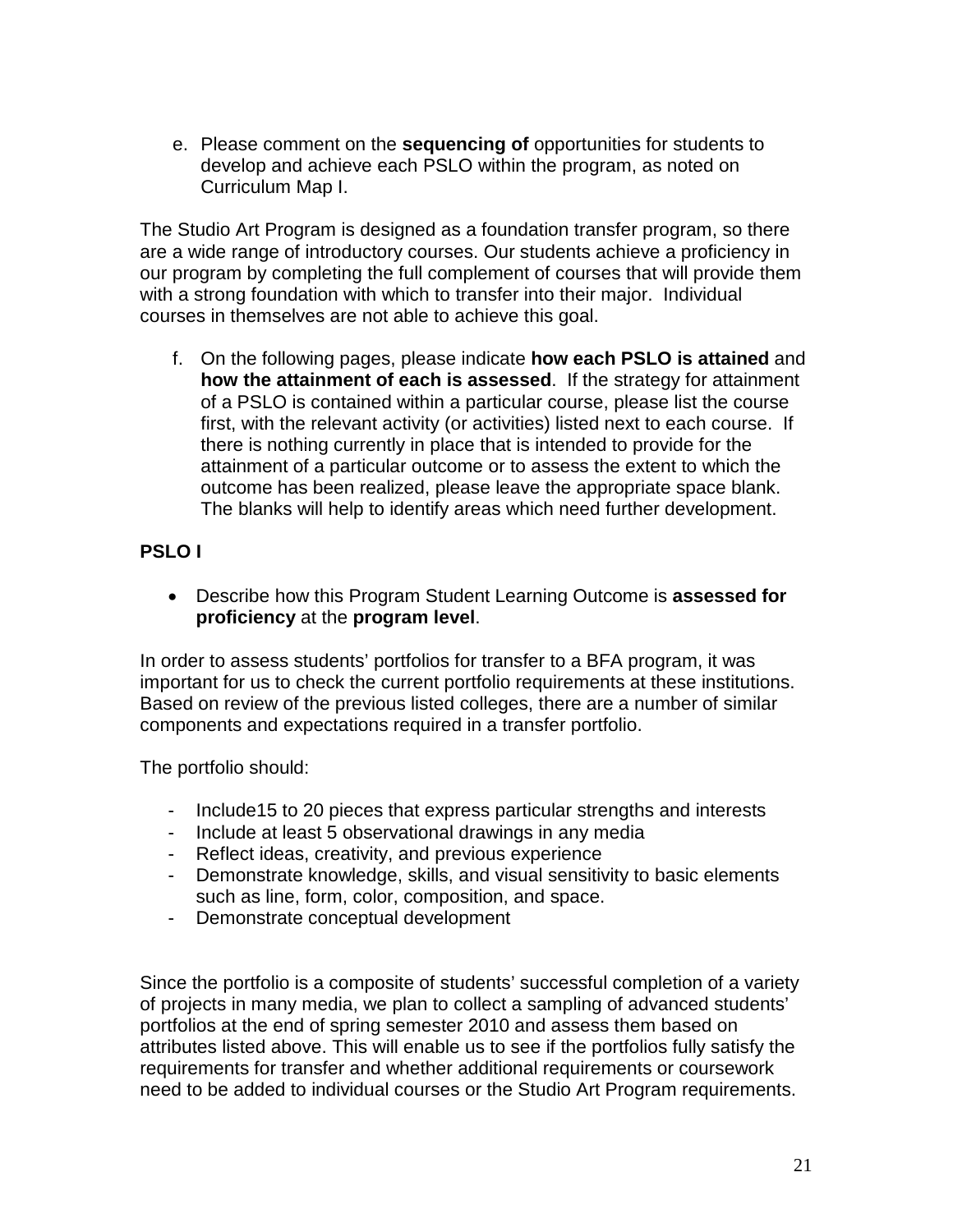e. Please comment on the **sequencing of** opportunities for students to develop and achieve each PSLO within the program, as noted on Curriculum Map I.

The Studio Art Program is designed as a foundation transfer program, so there are a wide range of introductory courses. Our students achieve a proficiency in our program by completing the full complement of courses that will provide them with a strong foundation with which to transfer into their major. Individual courses in themselves are not able to achieve this goal.

f. On the following pages, please indicate **how each PSLO is attained** and **how the attainment of each is assessed**. If the strategy for attainment of a PSLO is contained within a particular course, please list the course first, with the relevant activity (or activities) listed next to each course. If there is nothing currently in place that is intended to provide for the attainment of a particular outcome or to assess the extent to which the outcome has been realized, please leave the appropriate space blank. The blanks will help to identify areas which need further development.

**PSLO I**

- Describe how this Program Student Learning Outcome is **assessed for proficiency** at the **program level**.

In order to assess students' portfolios for transfer to a BFA program, it was important for us to check the current portfolio requirements at these institutions. Based on review of the previous listed colleges, there are a number of similar components and expectations required in a transfer portfolio.

The portfolio should:

- Include15 to 20 pieces that express particular strengths and interests
- Include at least 5 observational drawings in any media
- Reflect ideas, creativity, and previous experience
- Demonstrate knowledge, skills, and visual sensitivity to basic elements such as line, form, color, composition, and space.
- Demonstrate conceptual development

Since the portfolio is a composite of students' successful completion of a variety of projects in many media, we plan to collect a sampling of advanced students' portfolios at the end of spring semester 2010 and assess them based on attributes listed above. This will enable us to see if the portfolios fully satisfy the requirements for transfer and whether additional requirements or coursework need to be added to individual courses or the Studio Art Program requirements.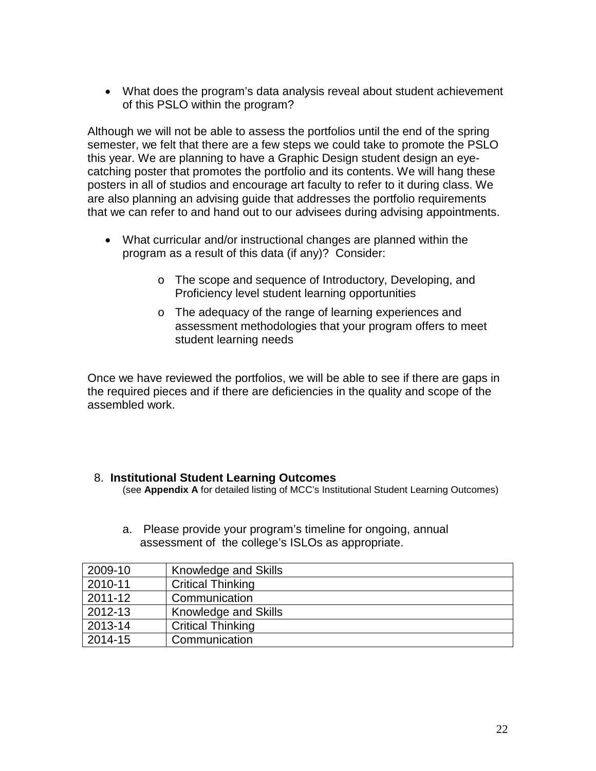- What does the program's data analysis reveal about student achievement of this PSLO within the program?

Although we will not be able to assess the portfolios until the end of the spring semester, we felt that there are a few steps we could take to promote the PSLO this year. We are planning to have a Graphic Design student design an eye-catching poster that promotes the portfolio and its contents. We will hang these posters in all of studios and encourage art faculty to refer to it during class. We are also planning an advising guide that addresses the portfolio requirements that we can refer to and hand out to our advisees during advising appointments.

- What curricular and/or instructional changes are planned within the program as a result of this data (if any)? Consider:
  - The scope and sequence of Introductory, Developing, and Proficiency level student learning opportunities
  - The adequacy of the range of learning experiences and assessment methodologies that your program offers to meet student learning needs

Once we have reviewed the portfolios, we will be able to see if there are gaps in the required pieces and if there are deficiencies in the quality and scope of the assembled work.

8. **Institutional Student Learning Outcomes**
   (see **Appendix A** for detailed listing of MCC's Institutional Student Learning Outcomes)

   a. Please provide your program's timeline for ongoing, annual assessment of the college's ISLOs as appropriate.

| Year | ISLO |
|---|---|
| 2009-10 | Knowledge and Skills |
| 2010-11 | Critical Thinking |
| 2011-12 | Communication |
| 2012-13 | Knowledge and Skills |
| 2013-14 | Critical Thinking |
| 2014-15 | Communication |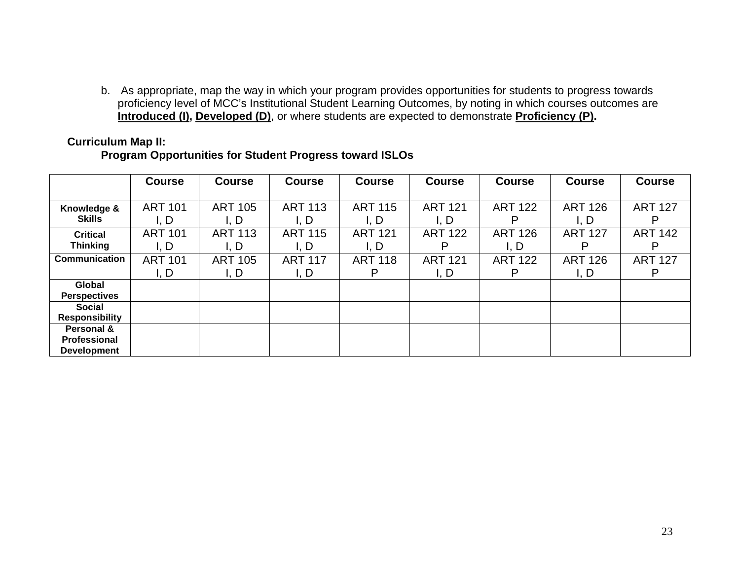b. As appropriate, map the way in which your program provides opportunities for students to progress towards proficiency level of MCC's Institutional Student Learning Outcomes, by noting in which courses outcomes are **Introduced (I)**, **Developed (D)**, or where students are expected to demonstrate **Proficiency (P)**.

**Curriculum Map II:**
**Program Opportunities for Student Progress toward ISLOs**

| | Course | Course | Course | Course | Course | Course | Course | Course |
|---|---|---|---|---|---|---|---|---|
| **Knowledge & Skills** | ART 101 I, D | ART 105 I, D | ART 113 I, D | ART 115 I, D | ART 121 I, D | ART 122 P | ART 126 I, D | ART 127 P |
| **Critical Thinking** | ART 101 I, D | ART 113 I, D | ART 115 I, D | ART 121 I, D | ART 122 P | ART 126 I, D | ART 127 P | ART 142 P |
| **Communication** | ART 101 I, D | ART 105 I, D | ART 117 I, D | ART 118 P | ART 121 I, D | ART 122 P | ART 126 I, D | ART 127 P |
| **Global Perspectives** | | | | | | | | |
| **Social Responsibility** | | | | | | | | |
| **Personal & Professional Development** | | | | | | | | |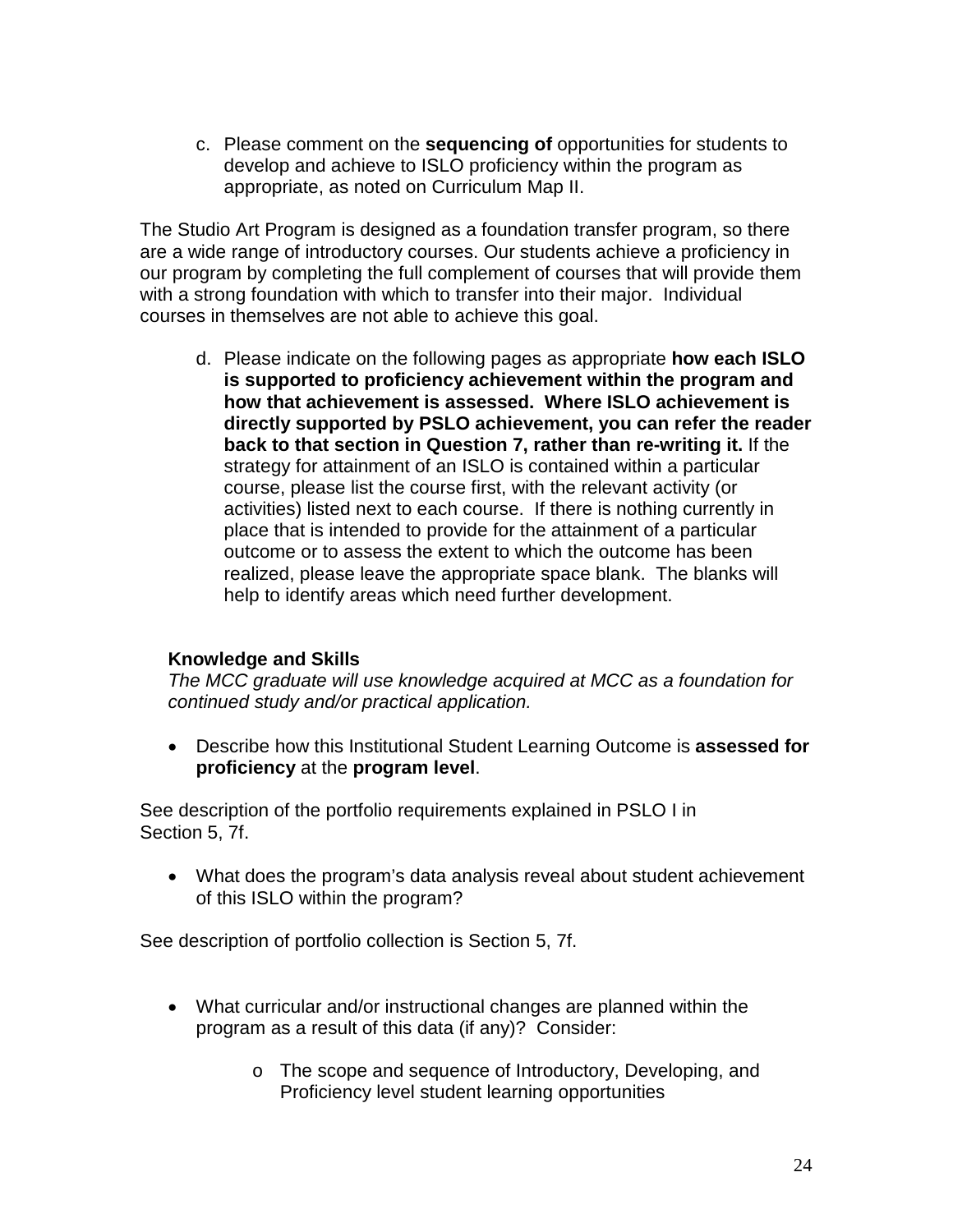c. Please comment on the **sequencing of** opportunities for students to develop and achieve to ISLO proficiency within the program as appropriate, as noted on Curriculum Map II.

The Studio Art Program is designed as a foundation transfer program, so there are a wide range of introductory courses. Our students achieve a proficiency in our program by completing the full complement of courses that will provide them with a strong foundation with which to transfer into their major. Individual courses in themselves are not able to achieve this goal.

d. Please indicate on the following pages as appropriate **how each ISLO is supported to proficiency achievement within the program and how that achievement is assessed. Where ISLO achievement is directly supported by PSLO achievement, you can refer the reader back to that section in Question 7, rather than re-writing it.** If the strategy for attainment of an ISLO is contained within a particular course, please list the course first, with the relevant activity (or activities) listed next to each course. If there is nothing currently in place that is intended to provide for the attainment of a particular outcome or to assess the extent to which the outcome has been realized, please leave the appropriate space blank. The blanks will help to identify areas which need further development.

**Knowledge and Skills**
*The MCC graduate will use knowledge acquired at MCC as a foundation for continued study and/or practical application.*

- Describe how this Institutional Student Learning Outcome is **assessed for proficiency** at the **program level**.

See description of the portfolio requirements explained in PSLO I in Section 5, 7f.

- What does the program's data analysis reveal about student achievement of this ISLO within the program?

See description of portfolio collection is Section 5, 7f.

- What curricular and/or instructional changes are planned within the program as a result of this data (if any)? Consider:
  - The scope and sequence of Introductory, Developing, and Proficiency level student learning opportunities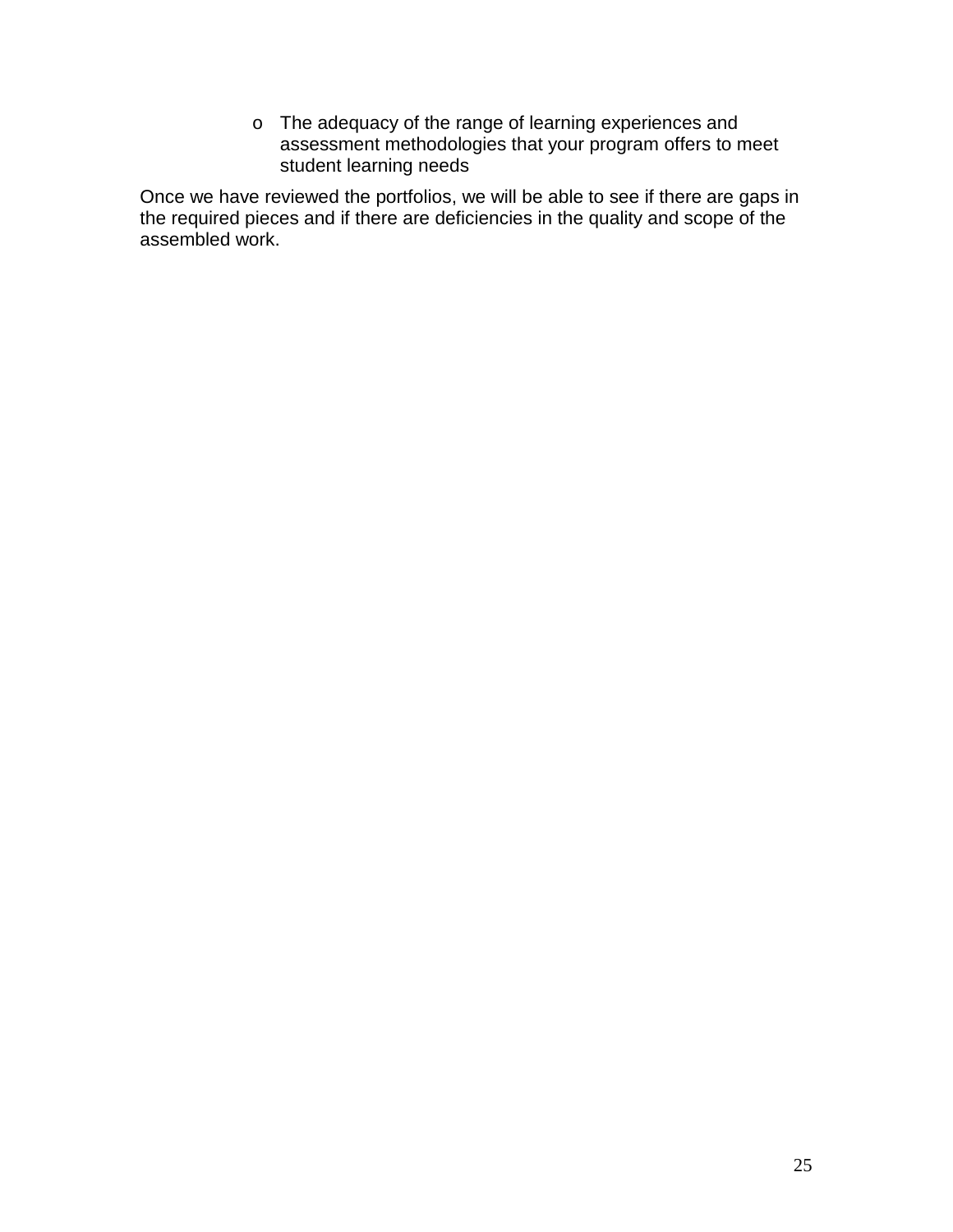- The adequacy of the range of learning experiences and assessment methodologies that your program offers to meet student learning needs

Once we have reviewed the portfolios, we will be able to see if there are gaps in the required pieces and if there are deficiencies in the quality and scope of the assembled work.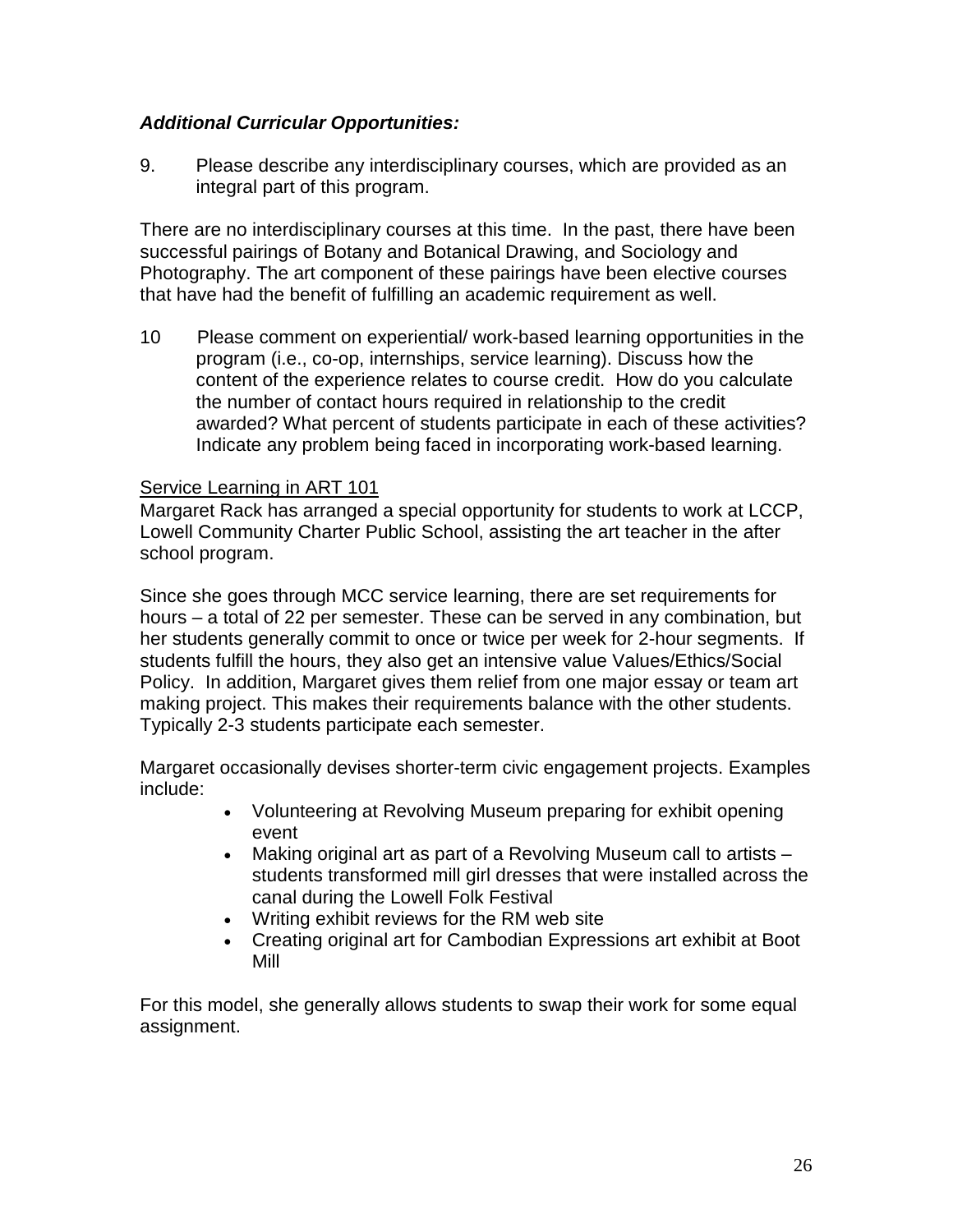***Additional Curricular Opportunities:***

9. Please describe any interdisciplinary courses, which are provided as an integral part of this program.

There are no interdisciplinary courses at this time. In the past, there have been successful pairings of Botany and Botanical Drawing, and Sociology and Photography. The art component of these pairings have been elective courses that have had the benefit of fulfilling an academic requirement as well.

10 Please comment on experiential/ work-based learning opportunities in the program (i.e., co-op, internships, service learning). Discuss how the content of the experience relates to course credit. How do you calculate the number of contact hours required in relationship to the credit awarded? What percent of students participate in each of these activities? Indicate any problem being faced in incorporating work-based learning.

<u>Service Learning in ART 101</u>

Margaret Rack has arranged a special opportunity for students to work at LCCP, Lowell Community Charter Public School, assisting the art teacher in the after school program.

Since she goes through MCC service learning, there are set requirements for hours – a total of 22 per semester. These can be served in any combination, but her students generally commit to once or twice per week for 2-hour segments. If students fulfill the hours, they also get an intensive value Values/Ethics/Social Policy. In addition, Margaret gives them relief from one major essay or team art making project. This makes their requirements balance with the other students. Typically 2-3 students participate each semester.

Margaret occasionally devises shorter-term civic engagement projects. Examples include:

- Volunteering at Revolving Museum preparing for exhibit opening event
- Making original art as part of a Revolving Museum call to artists – students transformed mill girl dresses that were installed across the canal during the Lowell Folk Festival
- Writing exhibit reviews for the RM web site
- Creating original art for Cambodian Expressions art exhibit at Boot Mill

For this model, she generally allows students to swap their work for some equal assignment.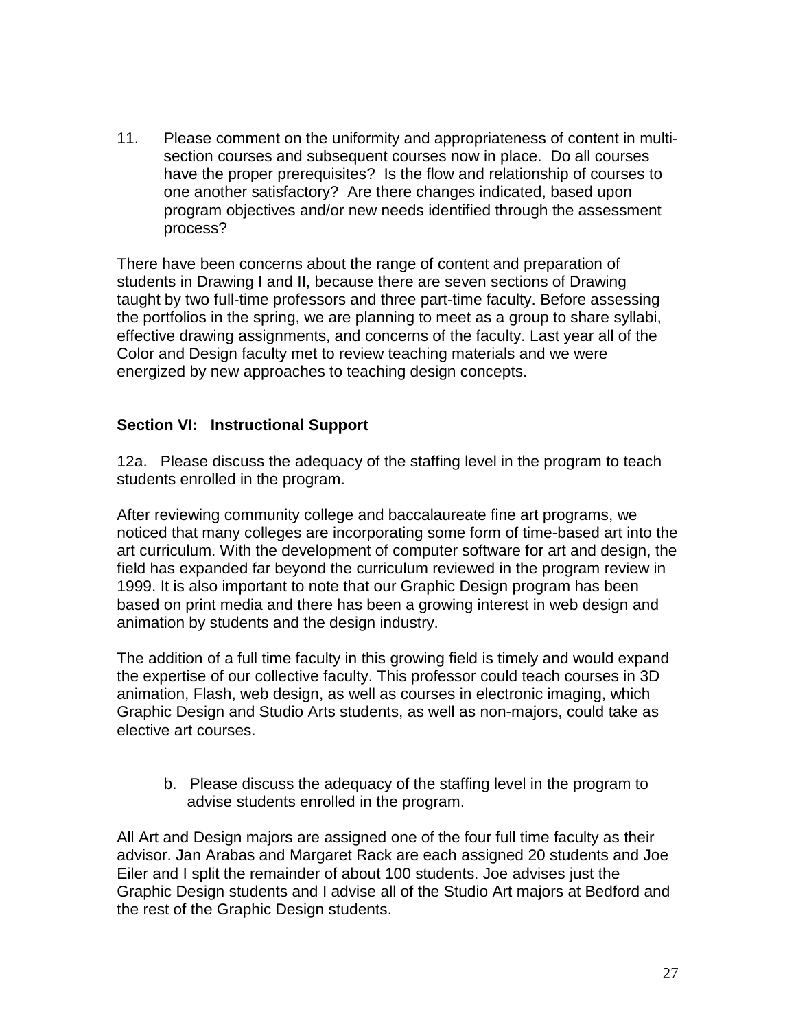11. Please comment on the uniformity and appropriateness of content in multi-section courses and subsequent courses now in place. Do all courses have the proper prerequisites? Is the flow and relationship of courses to one another satisfactory? Are there changes indicated, based upon program objectives and/or new needs identified through the assessment process?

There have been concerns about the range of content and preparation of students in Drawing I and II, because there are seven sections of Drawing taught by two full-time professors and three part-time faculty. Before assessing the portfolios in the spring, we are planning to meet as a group to share syllabi, effective drawing assignments, and concerns of the faculty. Last year all of the Color and Design faculty met to review teaching materials and we were energized by new approaches to teaching design concepts.

**Section VI: Instructional Support**

12a. Please discuss the adequacy of the staffing level in the program to teach students enrolled in the program.

After reviewing community college and baccalaureate fine art programs, we noticed that many colleges are incorporating some form of time-based art into the art curriculum. With the development of computer software for art and design, the field has expanded far beyond the curriculum reviewed in the program review in 1999. It is also important to note that our Graphic Design program has been based on print media and there has been a growing interest in web design and animation by students and the design industry.

The addition of a full time faculty in this growing field is timely and would expand the expertise of our collective faculty. This professor could teach courses in 3D animation, Flash, web design, as well as courses in electronic imaging, which Graphic Design and Studio Arts students, as well as non-majors, could take as elective art courses.

b. Please discuss the adequacy of the staffing level in the program to advise students enrolled in the program.

All Art and Design majors are assigned one of the four full time faculty as their advisor. Jan Arabas and Margaret Rack are each assigned 20 students and Joe Eiler and I split the remainder of about 100 students. Joe advises just the Graphic Design students and I advise all of the Studio Art majors at Bedford and the rest of the Graphic Design students.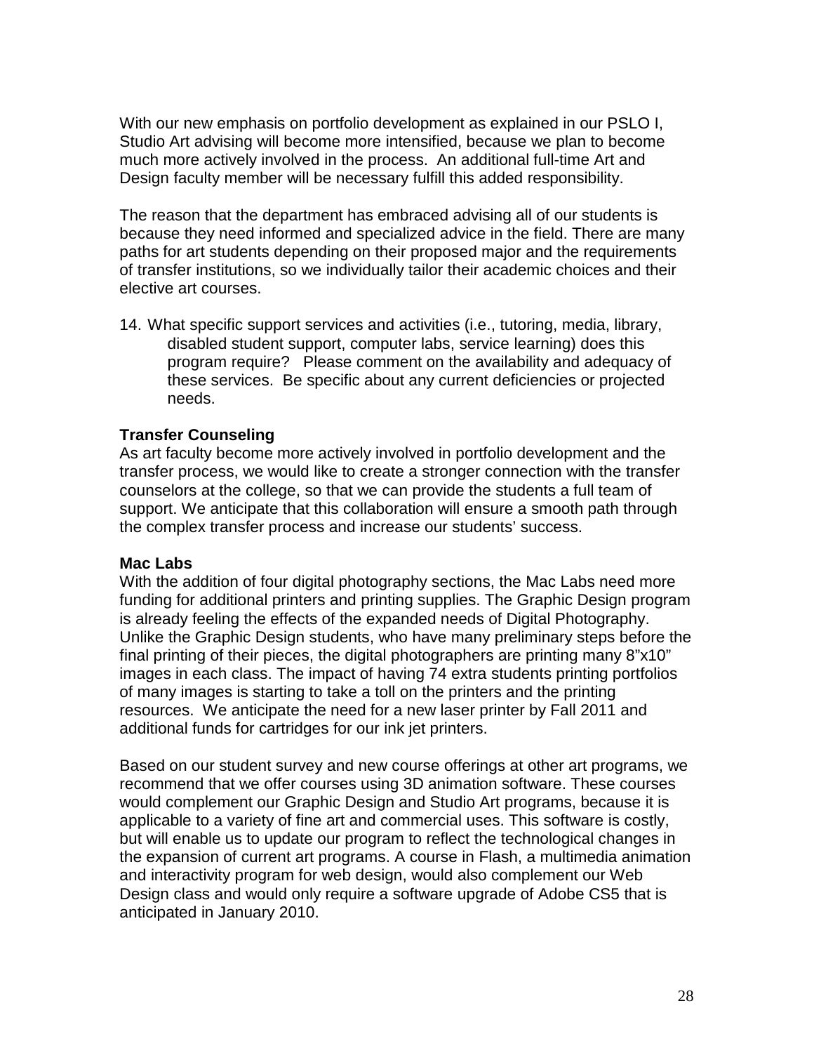With our new emphasis on portfolio development as explained in our PSLO I, Studio Art advising will become more intensified, because we plan to become much more actively involved in the process. An additional full-time Art and Design faculty member will be necessary fulfill this added responsibility.

The reason that the department has embraced advising all of our students is because they need informed and specialized advice in the field. There are many paths for art students depending on their proposed major and the requirements of transfer institutions, so we individually tailor their academic choices and their elective art courses.

14. What specific support services and activities (i.e., tutoring, media, library, disabled student support, computer labs, service learning) does this program require? Please comment on the availability and adequacy of these services. Be specific about any current deficiencies or projected needs.

**Transfer Counseling**
As art faculty become more actively involved in portfolio development and the transfer process, we would like to create a stronger connection with the transfer counselors at the college, so that we can provide the students a full team of support. We anticipate that this collaboration will ensure a smooth path through the complex transfer process and increase our students' success.

**Mac Labs**
With the addition of four digital photography sections, the Mac Labs need more funding for additional printers and printing supplies. The Graphic Design program is already feeling the effects of the expanded needs of Digital Photography. Unlike the Graphic Design students, who have many preliminary steps before the final printing of their pieces, the digital photographers are printing many 8"x10" images in each class. The impact of having 74 extra students printing portfolios of many images is starting to take a toll on the printers and the printing resources. We anticipate the need for a new laser printer by Fall 2011 and additional funds for cartridges for our ink jet printers.

Based on our student survey and new course offerings at other art programs, we recommend that we offer courses using 3D animation software. These courses would complement our Graphic Design and Studio Art programs, because it is applicable to a variety of fine art and commercial uses. This software is costly, but will enable us to update our program to reflect the technological changes in the expansion of current art programs. A course in Flash, a multimedia animation and interactivity program for web design, would also complement our Web Design class and would only require a software upgrade of Adobe CS5 that is anticipated in January 2010.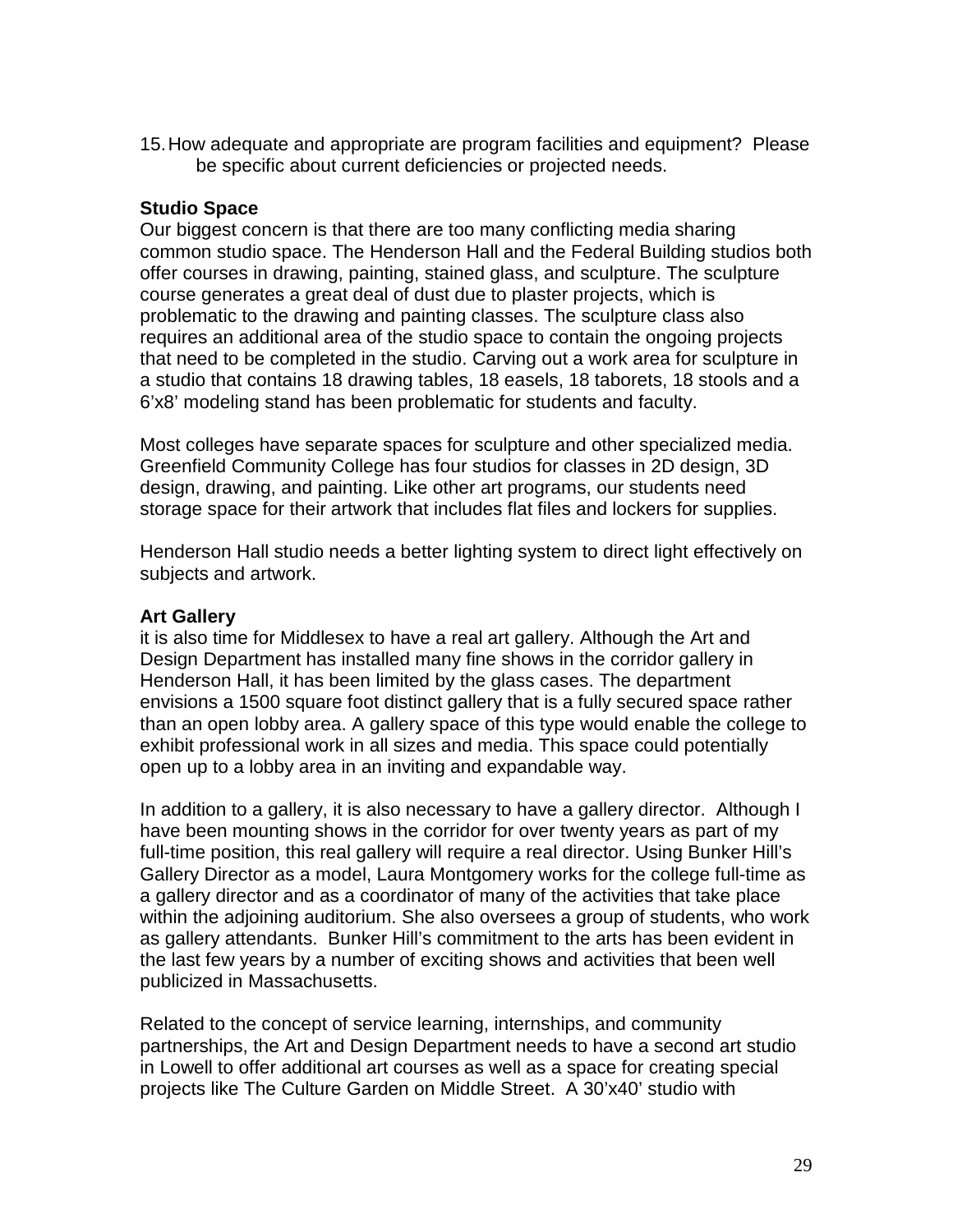15. How adequate and appropriate are program facilities and equipment? Please be specific about current deficiencies or projected needs.

**Studio Space**

Our biggest concern is that there are too many conflicting media sharing common studio space. The Henderson Hall and the Federal Building studios both offer courses in drawing, painting, stained glass, and sculpture. The sculpture course generates a great deal of dust due to plaster projects, which is problematic to the drawing and painting classes. The sculpture class also requires an additional area of the studio space to contain the ongoing projects that need to be completed in the studio. Carving out a work area for sculpture in a studio that contains 18 drawing tables, 18 easels, 18 taborets, 18 stools and a 6'x8' modeling stand has been problematic for students and faculty.

Most colleges have separate spaces for sculpture and other specialized media. Greenfield Community College has four studios for classes in 2D design, 3D design, drawing, and painting. Like other art programs, our students need storage space for their artwork that includes flat files and lockers for supplies.

Henderson Hall studio needs a better lighting system to direct light effectively on subjects and artwork.

**Art Gallery**

it is also time for Middlesex to have a real art gallery. Although the Art and Design Department has installed many fine shows in the corridor gallery in Henderson Hall, it has been limited by the glass cases. The department envisions a 1500 square foot distinct gallery that is a fully secured space rather than an open lobby area. A gallery space of this type would enable the college to exhibit professional work in all sizes and media. This space could potentially open up to a lobby area in an inviting and expandable way.

In addition to a gallery, it is also necessary to have a gallery director. Although I have been mounting shows in the corridor for over twenty years as part of my full-time position, this real gallery will require a real director. Using Bunker Hill's Gallery Director as a model, Laura Montgomery works for the college full-time as a gallery director and as a coordinator of many of the activities that take place within the adjoining auditorium. She also oversees a group of students, who work as gallery attendants. Bunker Hill's commitment to the arts has been evident in the last few years by a number of exciting shows and activities that been well publicized in Massachusetts.

Related to the concept of service learning, internships, and community partnerships, the Art and Design Department needs to have a second art studio in Lowell to offer additional art courses as well as a space for creating special projects like The Culture Garden on Middle Street. A 30'x40' studio with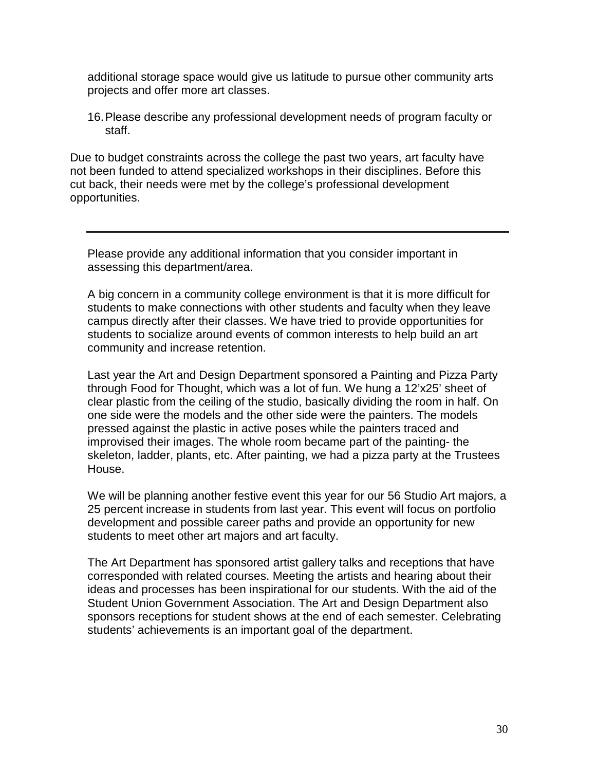additional storage space would give us latitude to pursue other community arts projects and offer more art classes.

16. Please describe any professional development needs of program faculty or staff.

Due to budget constraints across the college the past two years, art faculty have not been funded to attend specialized workshops in their disciplines. Before this cut back, their needs were met by the college's professional development opportunities.

---

Please provide any additional information that you consider important in assessing this department/area.

A big concern in a community college environment is that it is more difficult for students to make connections with other students and faculty when they leave campus directly after their classes. We have tried to provide opportunities for students to socialize around events of common interests to help build an art community and increase retention.

Last year the Art and Design Department sponsored a Painting and Pizza Party through Food for Thought, which was a lot of fun. We hung a 12'x25' sheet of clear plastic from the ceiling of the studio, basically dividing the room in half. On one side were the models and the other side were the painters. The models pressed against the plastic in active poses while the painters traced and improvised their images. The whole room became part of the painting- the skeleton, ladder, plants, etc. After painting, we had a pizza party at the Trustees House.

We will be planning another festive event this year for our 56 Studio Art majors, a 25 percent increase in students from last year. This event will focus on portfolio development and possible career paths and provide an opportunity for new students to meet other art majors and art faculty.

The Art Department has sponsored artist gallery talks and receptions that have corresponded with related courses. Meeting the artists and hearing about their ideas and processes has been inspirational for our students. With the aid of the Student Union Government Association. The Art and Design Department also sponsors receptions for student shows at the end of each semester. Celebrating students' achievements is an important goal of the department.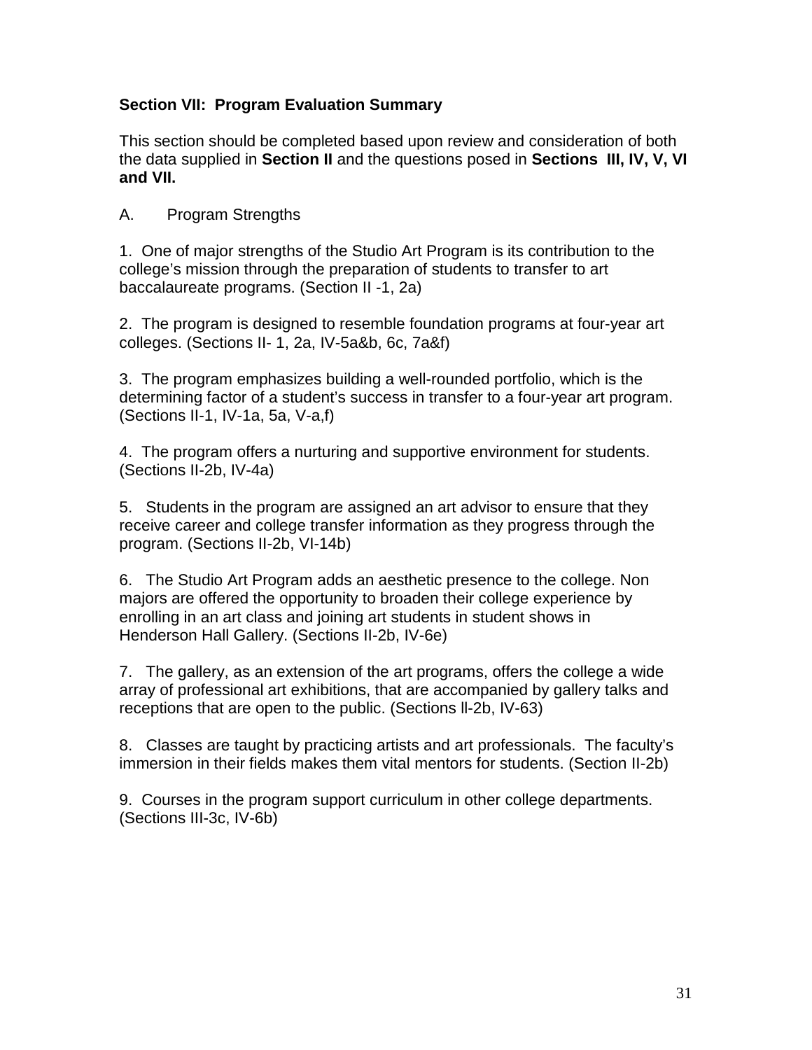**Section VII: Program Evaluation Summary**

This section should be completed based upon review and consideration of both the data supplied in **Section II** and the questions posed in **Sections III, IV, V, VI and VII.**

A. Program Strengths

1. One of major strengths of the Studio Art Program is its contribution to the college's mission through the preparation of students to transfer to art baccalaureate programs. (Section II -1, 2a)

2. The program is designed to resemble foundation programs at four-year art colleges. (Sections II- 1, 2a, IV-5a&b, 6c, 7a&f)

3. The program emphasizes building a well-rounded portfolio, which is the determining factor of a student's success in transfer to a four-year art program. (Sections II-1, IV-1a, 5a, V-a,f)

4. The program offers a nurturing and supportive environment for students. (Sections II-2b, IV-4a)

5. Students in the program are assigned an art advisor to ensure that they receive career and college transfer information as they progress through the program. (Sections II-2b, VI-14b)

6. The Studio Art Program adds an aesthetic presence to the college. Non majors are offered the opportunity to broaden their college experience by enrolling in an art class and joining art students in student shows in Henderson Hall Gallery. (Sections II-2b, IV-6e)

7. The gallery, as an extension of the art programs, offers the college a wide array of professional art exhibitions, that are accompanied by gallery talks and receptions that are open to the public. (Sections ll-2b, IV-63)

8. Classes are taught by practicing artists and art professionals. The faculty's immersion in their fields makes them vital mentors for students. (Section II-2b)

9. Courses in the program support curriculum in other college departments. (Sections III-3c, IV-6b)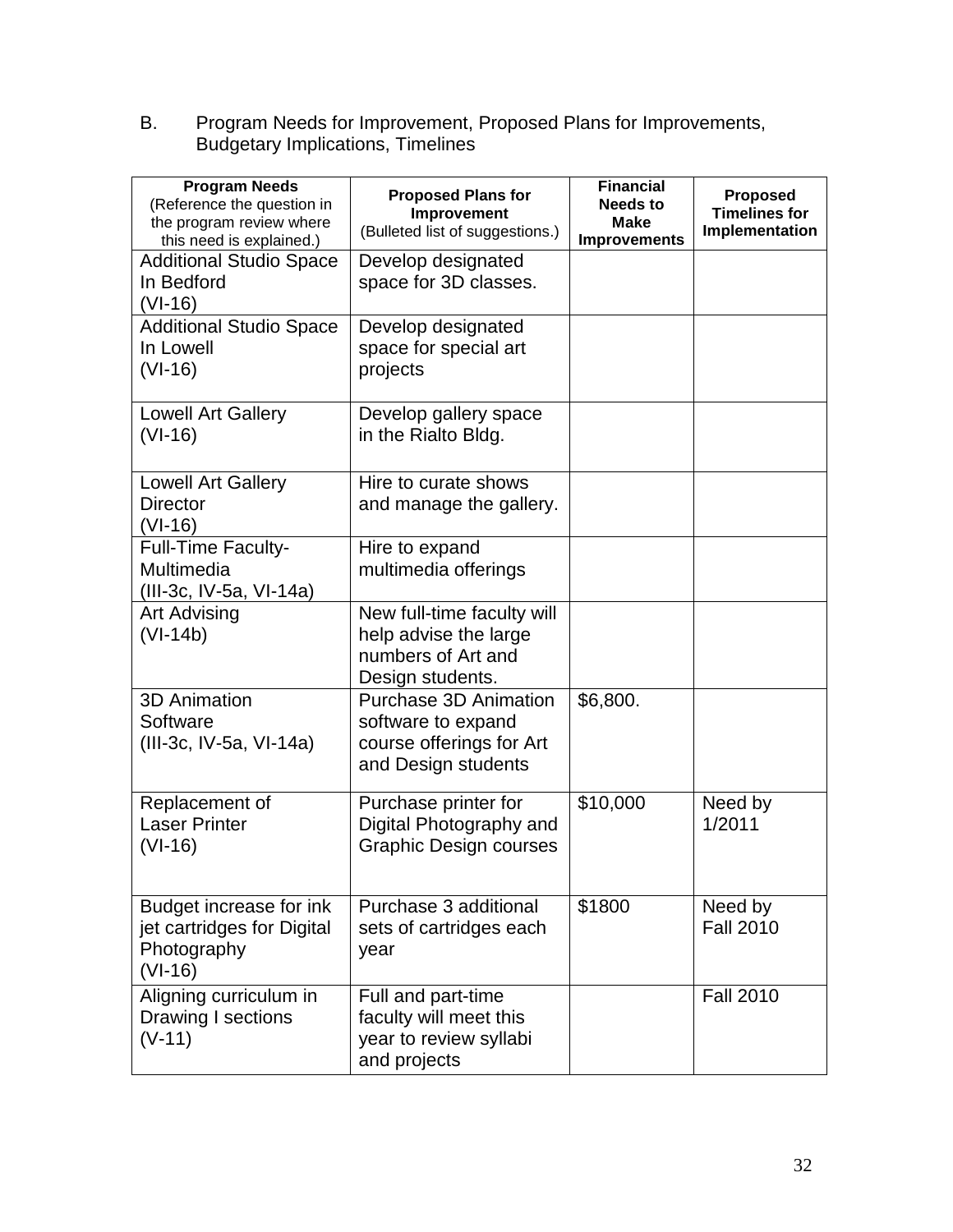B. Program Needs for Improvement, Proposed Plans for Improvements, Budgetary Implications, Timelines

| **Program Needs** (Reference the question in the program review where this need is explained.) | **Proposed Plans for Improvement** (Bulleted list of suggestions.) | **Financial Needs to Make Improvements** | **Proposed Timelines for Implementation** |
|---|---|---|---|
| Additional Studio Space In Bedford (VI-16) | Develop designated space for 3D classes. | | |
| Additional Studio Space In Lowell (VI-16) | Develop designated space for special art projects | | |
| Lowell Art Gallery (VI-16) | Develop gallery space in the Rialto Bldg. | | |
| Lowell Art Gallery Director (VI-16) | Hire to curate shows and manage the gallery. | | |
| Full-Time Faculty-Multimedia (III-3c, IV-5a, VI-14a) | Hire to expand multimedia offerings | | |
| Art Advising (VI-14b) | New full-time faculty will help advise the large numbers of Art and Design students. | | |
| 3D Animation Software (III-3c, IV-5a, VI-14a) | Purchase 3D Animation software to expand course offerings for Art and Design students | $6,800. | |
| Replacement of Laser Printer (VI-16) | Purchase printer for Digital Photography and Graphic Design courses | $10,000 | Need by 1/2011 |
| Budget increase for ink jet cartridges for Digital Photography (VI-16) | Purchase 3 additional sets of cartridges each year | $1800 | Need by Fall 2010 |
| Aligning curriculum in Drawing I sections (V-11) | Full and part-time faculty will meet this year to review syllabi and projects | | Fall 2010 |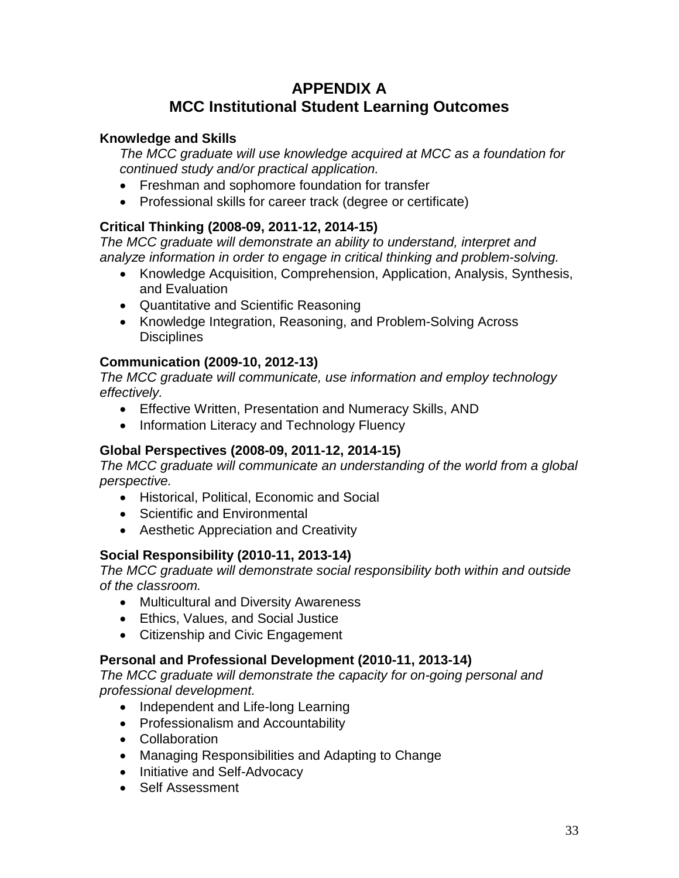# APPENDIX A
# MCC Institutional Student Learning Outcomes

### Knowledge and Skills

*The MCC graduate will use knowledge acquired at MCC as a foundation for continued study and/or practical application.*

- Freshman and sophomore foundation for transfer
- Professional skills for career track (degree or certificate)

### Critical Thinking (2008-09, 2011-12, 2014-15)

*The MCC graduate will demonstrate an ability to understand, interpret and analyze information in order to engage in critical thinking and problem-solving.*

- Knowledge Acquisition, Comprehension, Application, Analysis, Synthesis, and Evaluation
- Quantitative and Scientific Reasoning
- Knowledge Integration, Reasoning, and Problem-Solving Across Disciplines

### Communication (2009-10, 2012-13)

*The MCC graduate will communicate, use information and employ technology effectively.*

- Effective Written, Presentation and Numeracy Skills, AND
- Information Literacy and Technology Fluency

### Global Perspectives (2008-09, 2011-12, 2014-15)

*The MCC graduate will communicate an understanding of the world from a global perspective.*

- Historical, Political, Economic and Social
- Scientific and Environmental
- Aesthetic Appreciation and Creativity

### Social Responsibility (2010-11, 2013-14)

*The MCC graduate will demonstrate social responsibility both within and outside of the classroom.*

- Multicultural and Diversity Awareness
- Ethics, Values, and Social Justice
- Citizenship and Civic Engagement

### Personal and Professional Development (2010-11, 2013-14)

*The MCC graduate will demonstrate the capacity for on-going personal and professional development.*

- Independent and Life-long Learning
- Professionalism and Accountability
- Collaboration
- Managing Responsibilities and Adapting to Change
- Initiative and Self-Advocacy
- Self Assessment